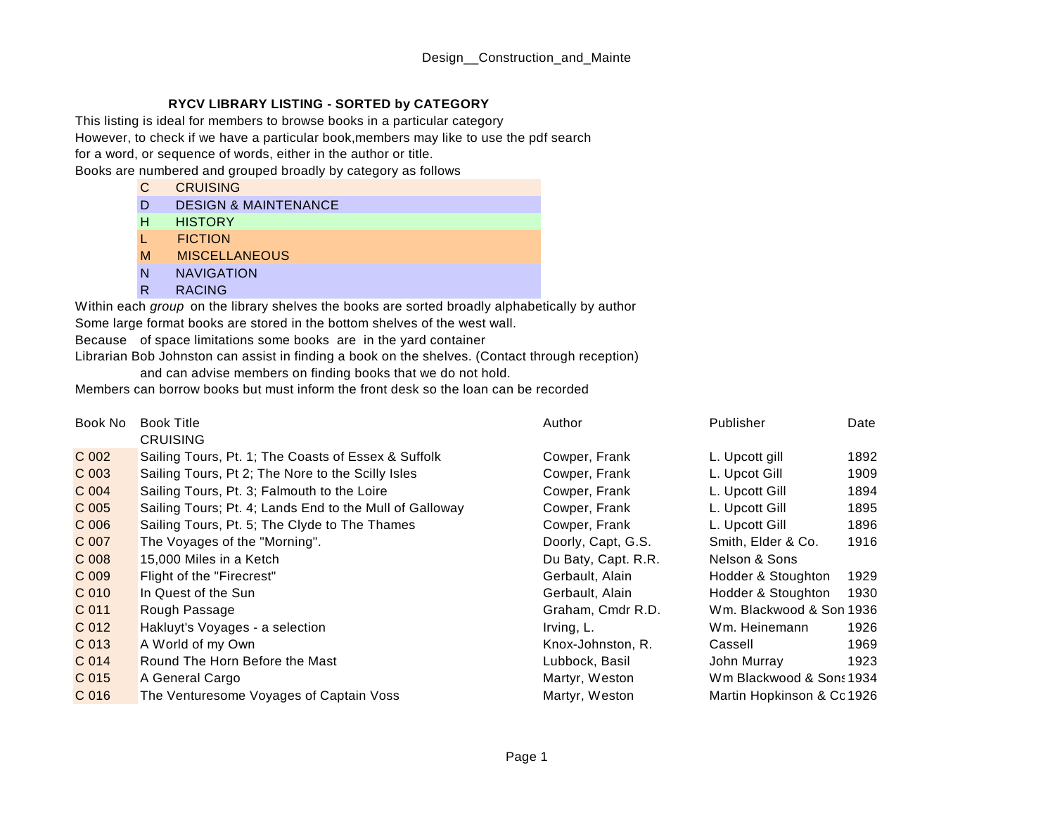## RYCV LIBRARY LISTING - SORTED by CATEGORY

This listing is ideal for members to browse books in a particular category
However, to check if we have a particular book,members may like to use the pdf search
for a word, or sequence of words, either in the author or title.
Books are numbered and grouped broadly by category as follows

| | |
|---|---|
| C | CRUISING |
| D | DESIGN & MAINTENANCE |
| H | HISTORY |
| L | FICTION |
| M | MISCELLANEOUS |
| N | NAVIGATION |
| R | RACING |

Within each *group* on the library shelves the books are sorted broadly alphabetically by author
Some large format books are stored in the bottom shelves of the west wall.
Because of space limitations some books are in the yard container
Librarian Bob Johnston can assist in finding a book on the shelves. (Contact through reception)
and can advise members on finding books that we do not hold.
Members can borrow books but must inform the front desk so the loan can be recorded

| Book No | Book Title | Author | Publisher | Date |
|---|---|---|---|---|
| | CRUISING | | | |
| C 002 | Sailing Tours, Pt. 1; The Coasts of Essex & Suffolk | Cowper, Frank | L. Upcott gill | 1892 |
| C 003 | Sailing Tours, Pt 2; The Nore to the Scilly Isles | Cowper, Frank | L. Upcot Gill | 1909 |
| C 004 | Sailing Tours, Pt. 3; Falmouth to the Loire | Cowper, Frank | L. Upcott Gill | 1894 |
| C 005 | Sailing Tours; Pt. 4; Lands End to the Mull of Galloway | Cowper, Frank | L. Upcott Gill | 1895 |
| C 006 | Sailing Tours, Pt. 5; The Clyde to The Thames | Cowper, Frank | L. Upcott Gill | 1896 |
| C 007 | The Voyages of the "Morning". | Doorly, Capt, G.S. | Smith, Elder & Co. | 1916 |
| C 008 | 15,000 Miles in a Ketch | Du Baty, Capt. R.R. | Nelson & Sons | |
| C 009 | Flight of the "Firecrest" | Gerbault, Alain | Hodder & Stoughton | 1929 |
| C 010 | In Quest of the Sun | Gerbault, Alain | Hodder & Stoughton | 1930 |
| C 011 | Rough Passage | Graham, Cmdr R.D. | Wm. Blackwood & Son | 1936 |
| C 012 | Hakluyt's Voyages - a selection | Irving, L. | Wm. Heinemann | 1926 |
| C 013 | A World of my Own | Knox-Johnston, R. | Cassell | 1969 |
| C 014 | Round The Horn Before the Mast | Lubbock, Basil | John Murray | 1923 |
| C 015 | A General Cargo | Martyr, Weston | Wm Blackwood & Sons | 1934 |
| C 016 | The Venturesome Voyages of Captain Voss | Martyr, Weston | Martin Hopkinson & Co | 1926 |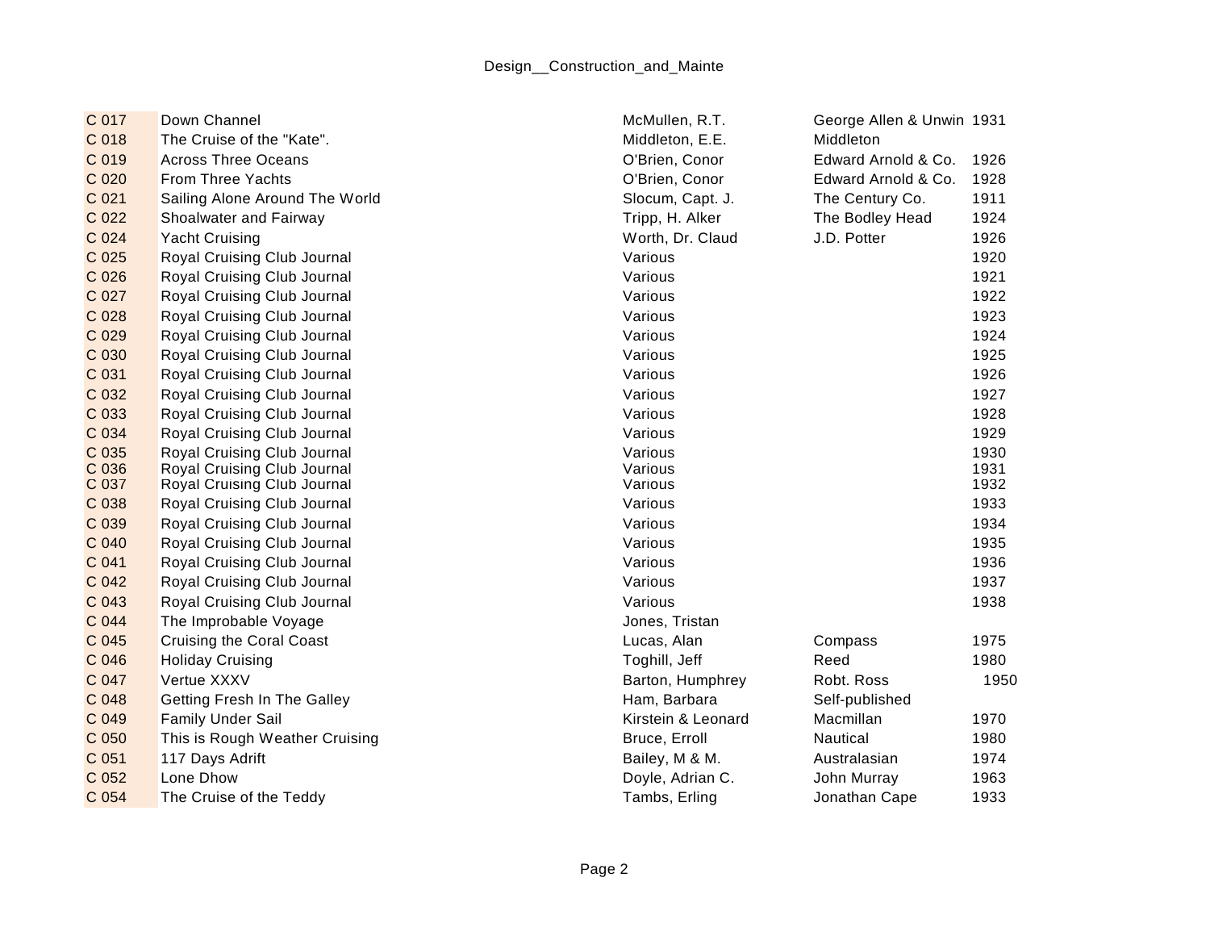| | | | | |
|---|---|---|---|---|
| C 017 | Down Channel | McMullen, R.T. | George Allen & Unwin | 1931 |
| C 018 | The Cruise of the "Kate". | Middleton, E.E. | Middleton | |
| C 019 | Across Three Oceans | O'Brien, Conor | Edward Arnold & Co. | 1926 |
| C 020 | From Three Yachts | O'Brien, Conor | Edward Arnold & Co. | 1928 |
| C 021 | Sailing Alone Around The World | Slocum, Capt. J. | The Century Co. | 1911 |
| C 022 | Shoalwater and Fairway | Tripp, H. Alker | The Bodley Head | 1924 |
| C 024 | Yacht Cruising | Worth, Dr. Claud | J.D. Potter | 1926 |
| C 025 | Royal Cruising Club Journal | Various | | 1920 |
| C 026 | Royal Cruising Club Journal | Various | | 1921 |
| C 027 | Royal Cruising Club Journal | Various | | 1922 |
| C 028 | Royal Cruising Club Journal | Various | | 1923 |
| C 029 | Royal Cruising Club Journal | Various | | 1924 |
| C 030 | Royal Cruising Club Journal | Various | | 1925 |
| C 031 | Royal Cruising Club Journal | Various | | 1926 |
| C 032 | Royal Cruising Club Journal | Various | | 1927 |
| C 033 | Royal Cruising Club Journal | Various | | 1928 |
| C 034 | Royal Cruising Club Journal | Various | | 1929 |
| C 035 | Royal Cruising Club Journal | Various | | 1930 |
| C 036 | Royal Cruising Club Journal | Various | | 1931 |
| C 037 | Royal Cruising Club Journal | Various | | 1932 |
| C 038 | Royal Cruising Club Journal | Various | | 1933 |
| C 039 | Royal Cruising Club Journal | Various | | 1934 |
| C 040 | Royal Cruising Club Journal | Various | | 1935 |
| C 041 | Royal Cruising Club Journal | Various | | 1936 |
| C 042 | Royal Cruising Club Journal | Various | | 1937 |
| C 043 | Royal Cruising Club Journal | Various | | 1938 |
| C 044 | The Improbable Voyage | Jones, Tristan | | |
| C 045 | Cruising the Coral Coast | Lucas, Alan | Compass | 1975 |
| C 046 | Holiday Cruising | Toghill, Jeff | Reed | 1980 |
| C 047 | Vertue XXXV | Barton, Humphrey | Robt. Ross | 1950 |
| C 048 | Getting Fresh In The Galley | Ham, Barbara | Self-published | |
| C 049 | Family Under Sail | Kirstein & Leonard | Macmillan | 1970 |
| C 050 | This is Rough Weather Cruising | Bruce, Erroll | Nautical | 1980 |
| C 051 | 117 Days Adrift | Bailey, M & M. | Australasian | 1974 |
| C 052 | Lone Dhow | Doyle, Adrian C. | John Murray | 1963 |
| C 054 | The Cruise of the Teddy | Tambs, Erling | Jonathan Cape | 1933 |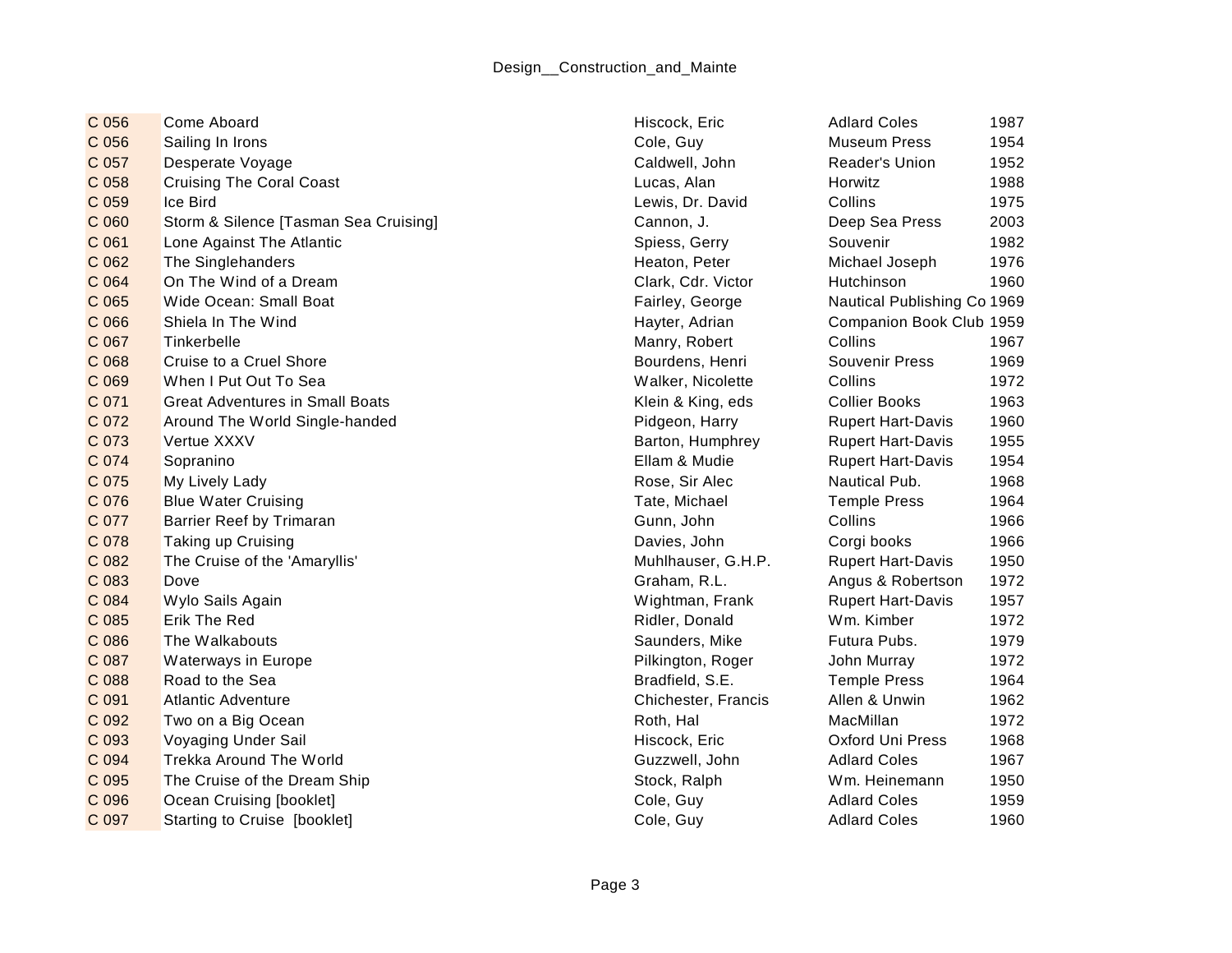| C 056 | Come Aboard | Hiscock, Eric | Adlard Coles | 1987 |
|---|---|---|---|---|
| C 056 | Sailing In Irons | Cole, Guy | Museum Press | 1954 |
| C 057 | Desperate Voyage | Caldwell, John | Reader's Union | 1952 |
| C 058 | Cruising The Coral Coast | Lucas, Alan | Horwitz | 1988 |
| C 059 | Ice Bird | Lewis, Dr. David | Collins | 1975 |
| C 060 | Storm & Silence [Tasman Sea Cruising] | Cannon, J. | Deep Sea Press | 2003 |
| C 061 | Lone Against The Atlantic | Spiess, Gerry | Souvenir | 1982 |
| C 062 | The Singlehanders | Heaton, Peter | Michael Joseph | 1976 |
| C 064 | On The Wind of a Dream | Clark, Cdr. Victor | Hutchinson | 1960 |
| C 065 | Wide Ocean: Small Boat | Fairley, George | Nautical Publishing Co | 1969 |
| C 066 | Shiela In The Wind | Hayter, Adrian | Companion Book Club | 1959 |
| C 067 | Tinkerbelle | Manry, Robert | Collins | 1967 |
| C 068 | Cruise to a Cruel Shore | Bourdens, Henri | Souvenir Press | 1969 |
| C 069 | When I Put Out To Sea | Walker, Nicolette | Collins | 1972 |
| C 071 | Great Adventures in Small Boats | Klein & King, eds | Collier Books | 1963 |
| C 072 | Around The World Single-handed | Pidgeon, Harry | Rupert Hart-Davis | 1960 |
| C 073 | Vertue XXXV | Barton, Humphrey | Rupert Hart-Davis | 1955 |
| C 074 | Sopranino | Ellam & Mudie | Rupert Hart-Davis | 1954 |
| C 075 | My Lively Lady | Rose, Sir Alec | Nautical Pub. | 1968 |
| C 076 | Blue Water Cruising | Tate, Michael | Temple Press | 1964 |
| C 077 | Barrier Reef by Trimaran | Gunn, John | Collins | 1966 |
| C 078 | Taking up Cruising | Davies, John | Corgi books | 1966 |
| C 082 | The Cruise of the 'Amaryllis' | Muhlhauser, G.H.P. | Rupert Hart-Davis | 1950 |
| C 083 | Dove | Graham, R.L. | Angus & Robertson | 1972 |
| C 084 | Wylo Sails Again | Wightman, Frank | Rupert Hart-Davis | 1957 |
| C 085 | Erik The Red | Ridler, Donald | Wm. Kimber | 1972 |
| C 086 | The Walkabouts | Saunders, Mike | Futura Pubs. | 1979 |
| C 087 | Waterways in Europe | Pilkington, Roger | John Murray | 1972 |
| C 088 | Road to the Sea | Bradfield, S.E. | Temple Press | 1964 |
| C 091 | Atlantic Adventure | Chichester, Francis | Allen & Unwin | 1962 |
| C 092 | Two on a Big Ocean | Roth, Hal | MacMillan | 1972 |
| C 093 | Voyaging Under Sail | Hiscock, Eric | Oxford Uni Press | 1968 |
| C 094 | Trekka Around The World | Guzzwell, John | Adlard Coles | 1967 |
| C 095 | The Cruise of the Dream Ship | Stock, Ralph | Wm. Heinemann | 1950 |
| C 096 | Ocean Cruising [booklet] | Cole, Guy | Adlard Coles | 1959 |
| C 097 | Starting to Cruise [booklet] | Cole, Guy | Adlard Coles | 1960 |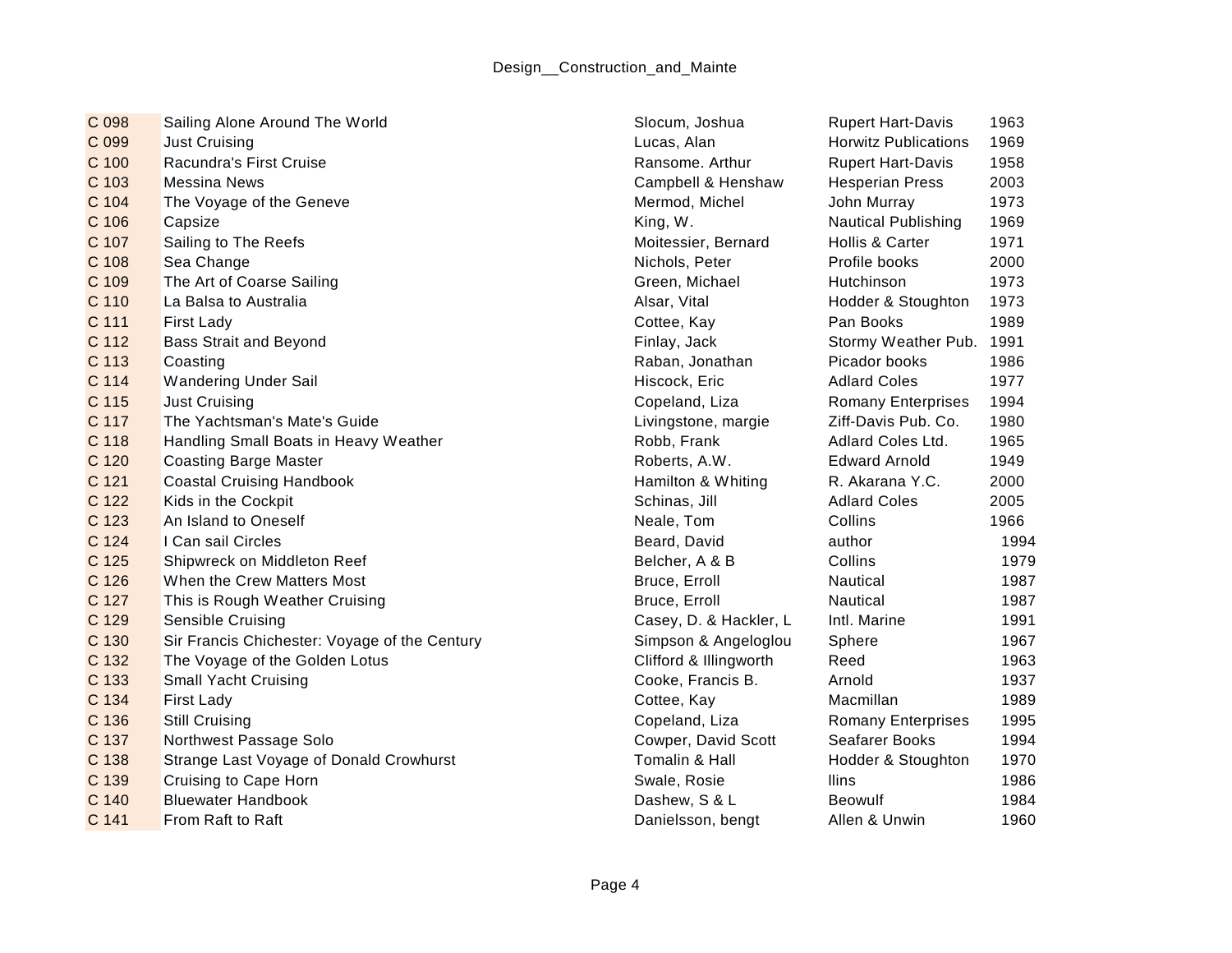| | | | | |
|---|---|---|---|---|
| C 098 | Sailing Alone Around The World | Slocum, Joshua | Rupert Hart-Davis | 1963 |
| C 099 | Just Cruising | Lucas, Alan | Horwitz Publications | 1969 |
| C 100 | Racundra's First Cruise | Ransome. Arthur | Rupert Hart-Davis | 1958 |
| C 103 | Messina News | Campbell & Henshaw | Hesperian Press | 2003 |
| C 104 | The Voyage of the Geneve | Mermod, Michel | John Murray | 1973 |
| C 106 | Capsize | King, W. | Nautical Publishing | 1969 |
| C 107 | Sailing to The Reefs | Moitessier, Bernard | Hollis & Carter | 1971 |
| C 108 | Sea Change | Nichols, Peter | Profile books | 2000 |
| C 109 | The Art of Coarse Sailing | Green, Michael | Hutchinson | 1973 |
| C 110 | La Balsa to Australia | Alsar, Vital | Hodder & Stoughton | 1973 |
| C 111 | First Lady | Cottee, Kay | Pan Books | 1989 |
| C 112 | Bass Strait and Beyond | Finlay, Jack | Stormy Weather Pub. | 1991 |
| C 113 | Coasting | Raban, Jonathan | Picador books | 1986 |
| C 114 | Wandering Under Sail | Hiscock, Eric | Adlard Coles | 1977 |
| C 115 | Just Cruising | Copeland, Liza | Romany Enterprises | 1994 |
| C 117 | The Yachtsman's Mate's Guide | Livingstone, margie | Ziff-Davis Pub. Co. | 1980 |
| C 118 | Handling Small Boats in Heavy Weather | Robb, Frank | Adlard Coles Ltd. | 1965 |
| C 120 | Coasting Barge Master | Roberts, A.W. | Edward Arnold | 1949 |
| C 121 | Coastal Cruising Handbook | Hamilton & Whiting | R. Akarana Y.C. | 2000 |
| C 122 | Kids in the Cockpit | Schinas, Jill | Adlard Coles | 2005 |
| C 123 | An Island to Oneself | Neale, Tom | Collins | 1966 |
| C 124 | I Can sail Circles | Beard, David | author | 1994 |
| C 125 | Shipwreck on Middleton Reef | Belcher, A & B | Collins | 1979 |
| C 126 | When the Crew Matters Most | Bruce, Erroll | Nautical | 1987 |
| C 127 | This is Rough Weather Cruising | Bruce, Erroll | Nautical | 1987 |
| C 129 | Sensible Cruising | Casey, D. & Hackler, L | Intl. Marine | 1991 |
| C 130 | Sir Francis Chichester: Voyage of the Century | Simpson & Angeloglou | Sphere | 1967 |
| C 132 | The Voyage of the Golden Lotus | Clifford & Illingworth | Reed | 1963 |
| C 133 | Small Yacht Cruising | Cooke, Francis B. | Arnold | 1937 |
| C 134 | First Lady | Cottee, Kay | Macmillan | 1989 |
| C 136 | Still Cruising | Copeland, Liza | Romany Enterprises | 1995 |
| C 137 | Northwest Passage Solo | Cowper, David Scott | Seafarer Books | 1994 |
| C 138 | Strange Last Voyage of Donald Crowhurst | Tomalin & Hall | Hodder & Stoughton | 1970 |
| C 139 | Cruising to Cape Horn | Swale, Rosie | llins | 1986 |
| C 140 | Bluewater Handbook | Dashew, S & L | Beowulf | 1984 |
| C 141 | From Raft to Raft | Danielsson, bengt | Allen & Unwin | 1960 |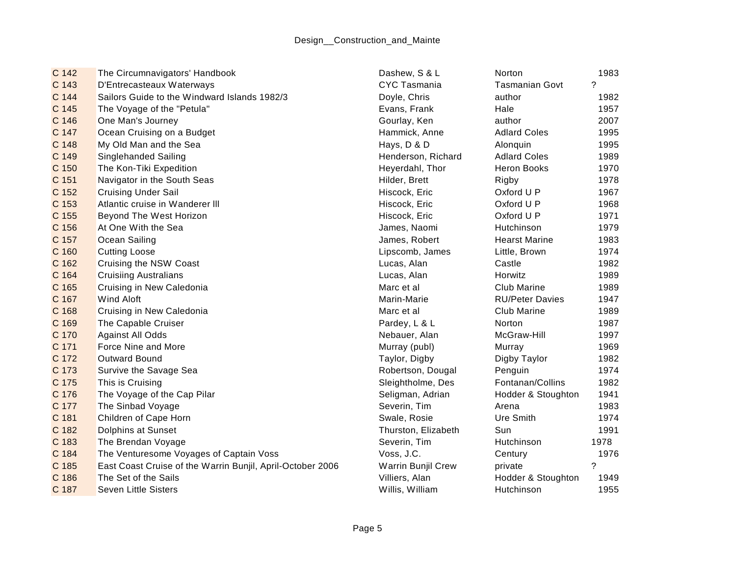| | | | | |
|---|---|---|---|---|
| C 142 | The Circumnavigators' Handbook | Dashew, S & L | Norton | 1983 |
| C 143 | D'Entrecasteaux Waterways | CYC Tasmania | Tasmanian Govt | ? |
| C 144 | Sailors Guide to the Windward Islands 1982/3 | Doyle, Chris | author | 1982 |
| C 145 | The Voyage of the "Petula" | Evans, Frank | Hale | 1957 |
| C 146 | One Man's Journey | Gourlay, Ken | author | 2007 |
| C 147 | Ocean Cruising on a Budget | Hammick, Anne | Adlard Coles | 1995 |
| C 148 | My Old Man and the Sea | Hays, D & D | Alonquin | 1995 |
| C 149 | Singlehanded Sailing | Henderson, Richard | Adlard Coles | 1989 |
| C 150 | The Kon-Tiki Expedition | Heyerdahl, Thor | Heron Books | 1970 |
| C 151 | Navigator in the South Seas | Hilder, Brett | Rigby | 1978 |
| C 152 | Cruising Under Sail | Hiscock, Eric | Oxford U P | 1967 |
| C 153 | Atlantic cruise in Wanderer lll | Hiscock, Eric | Oxford U P | 1968 |
| C 155 | Beyond The West Horizon | Hiscock, Eric | Oxford U P | 1971 |
| C 156 | At One With the Sea | James, Naomi | Hutchinson | 1979 |
| C 157 | Ocean Sailing | James, Robert | Hearst Marine | 1983 |
| C 160 | Cutting Loose | Lipscomb, James | Little, Brown | 1974 |
| C 162 | Cruising the NSW Coast | Lucas, Alan | Castle | 1982 |
| C 164 | Cruisiing Australians | Lucas, Alan | Horwitz | 1989 |
| C 165 | Cruising in New Caledonia | Marc et al | Club Marine | 1989 |
| C 167 | Wind Aloft | Marin-Marie | RU/Peter Davies | 1947 |
| C 168 | Cruising in New Caledonia | Marc et al | Club Marine | 1989 |
| C 169 | The Capable Cruiser | Pardey, L & L | Norton | 1987 |
| C 170 | Against All Odds | Nebauer, Alan | McGraw-Hill | 1997 |
| C 171 | Force Nine and More | Murray (publ) | Murray | 1969 |
| C 172 | Outward Bound | Taylor, Digby | Digby Taylor | 1982 |
| C 173 | Survive the Savage Sea | Robertson, Dougal | Penguin | 1974 |
| C 175 | This is Cruising | Sleightholme, Des | Fontanan/Collins | 1982 |
| C 176 | The Voyage of the Cap Pilar | Seligman, Adrian | Hodder & Stoughton | 1941 |
| C 177 | The Sinbad Voyage | Severin, Tim | Arena | 1983 |
| C 181 | Children of Cape Horn | Swale, Rosie | Ure Smith | 1974 |
| C 182 | Dolphins at Sunset | Thurston, Elizabeth | Sun | 1991 |
| C 183 | The Brendan Voyage | Severin, Tim | Hutchinson | 1978 |
| C 184 | The Venturesome Voyages of Captain Voss | Voss, J.C. | Century | 1976 |
| C 185 | East Coast Cruise of the Warrin Bunjil, April-October 2006 | Warrin Bunjil Crew | private | ? |
| C 186 | The Set of the Sails | Villiers, Alan | Hodder & Stoughton | 1949 |
| C 187 | Seven Little Sisters | Willis, William | Hutchinson | 1955 |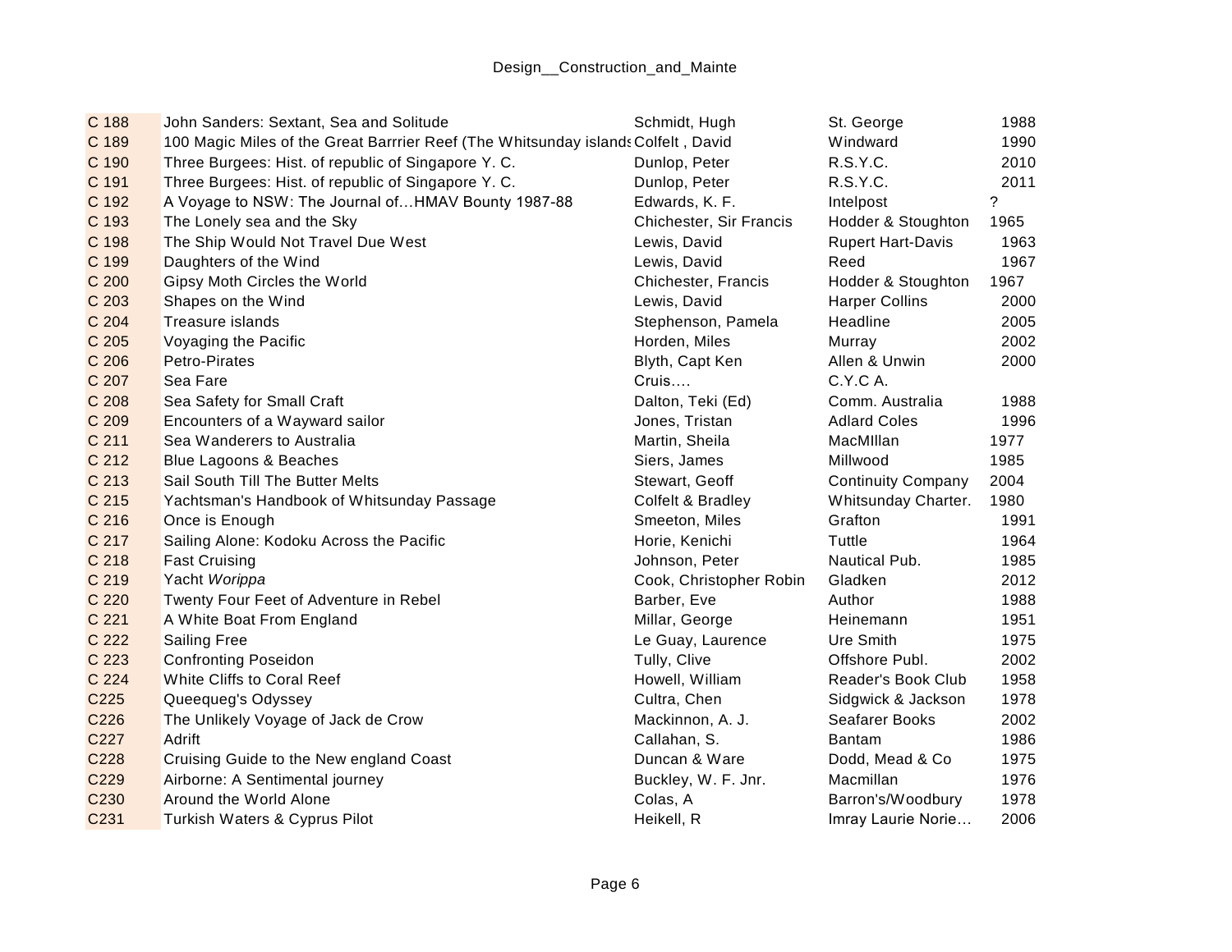| | | | | |
|---|---|---|---|---|
| C 188 | John Sanders: Sextant, Sea and Solitude | Schmidt, Hugh | St. George | 1988 |
| C 189 | 100 Magic Miles of the Great Barrrier Reef (The Whitsunday islands | Colfelt , David | Windward | 1990 |
| C 190 | Three Burgees: Hist. of republic of Singapore Y. C. | Dunlop, Peter | R.S.Y.C. | 2010 |
| C 191 | Three Burgees: Hist. of republic of Singapore Y. C. | Dunlop, Peter | R.S.Y.C. | 2011 |
| C 192 | A Voyage to NSW: The Journal of…HMAV Bounty 1987-88 | Edwards, K. F. | Intelpost | ? |
| C 193 | The Lonely sea and the Sky | Chichester, Sir Francis | Hodder & Stoughton | 1965 |
| C 198 | The Ship Would Not Travel Due West | Lewis, David | Rupert Hart-Davis | 1963 |
| C 199 | Daughters of the Wind | Lewis, David | Reed | 1967 |
| C 200 | Gipsy Moth Circles the World | Chichester, Francis | Hodder & Stoughton | 1967 |
| C 203 | Shapes on the Wind | Lewis, David | Harper Collins | 2000 |
| C 204 | Treasure islands | Stephenson, Pamela | Headline | 2005 |
| C 205 | Voyaging the Pacific | Horden, Miles | Murray | 2002 |
| C 206 | Petro-Pirates | Blyth, Capt Ken | Allen & Unwin | 2000 |
| C 207 | Sea Fare | Cruis…. | C.Y.C A. | |
| C 208 | Sea Safety for Small Craft | Dalton, Teki (Ed) | Comm. Australia | 1988 |
| C 209 | Encounters of a Wayward sailor | Jones, Tristan | Adlard Coles | 1996 |
| C 211 | Sea Wanderers to Australia | Martin, Sheila | MacMIllan | 1977 |
| C 212 | Blue Lagoons & Beaches | Siers, James | Millwood | 1985 |
| C 213 | Sail South Till The Butter Melts | Stewart, Geoff | Continuity Company | 2004 |
| C 215 | Yachtsman's Handbook of Whitsunday Passage | Colfelt & Bradley | Whitsunday Charter. | 1980 |
| C 216 | Once is Enough | Smeeton, Miles | Grafton | 1991 |
| C 217 | Sailing Alone: Kodoku Across the Pacific | Horie, Kenichi | Tuttle | 1964 |
| C 218 | Fast Cruising | Johnson, Peter | Nautical Pub. | 1985 |
| C 219 | Yacht *Worippa* | Cook, Christopher Robin | Gladken | 2012 |
| C 220 | Twenty Four Feet of Adventure in Rebel | Barber, Eve | Author | 1988 |
| C 221 | A White Boat From England | Millar, George | Heinemann | 1951 |
| C 222 | Sailing Free | Le Guay, Laurence | Ure Smith | 1975 |
| C 223 | Confronting Poseidon | Tully, Clive | Offshore Publ. | 2002 |
| C 224 | White Cliffs to Coral Reef | Howell, William | Reader's Book Club | 1958 |
| C225 | Queequeg's Odyssey | Cultra, Chen | Sidgwick & Jackson | 1978 |
| C226 | The Unlikely Voyage of Jack de Crow | Mackinnon, A. J. | Seafarer Books | 2002 |
| C227 | Adrift | Callahan, S. | Bantam | 1986 |
| C228 | Cruising Guide to the New england Coast | Duncan & Ware | Dodd, Mead & Co | 1975 |
| C229 | Airborne: A Sentimental journey | Buckley, W. F. Jnr. | Macmillan | 1976 |
| C230 | Around the World Alone | Colas, A | Barron's/Woodbury | 1978 |
| C231 | Turkish Waters & Cyprus Pilot | Heikell, R | Imray Laurie Norie… | 2006 |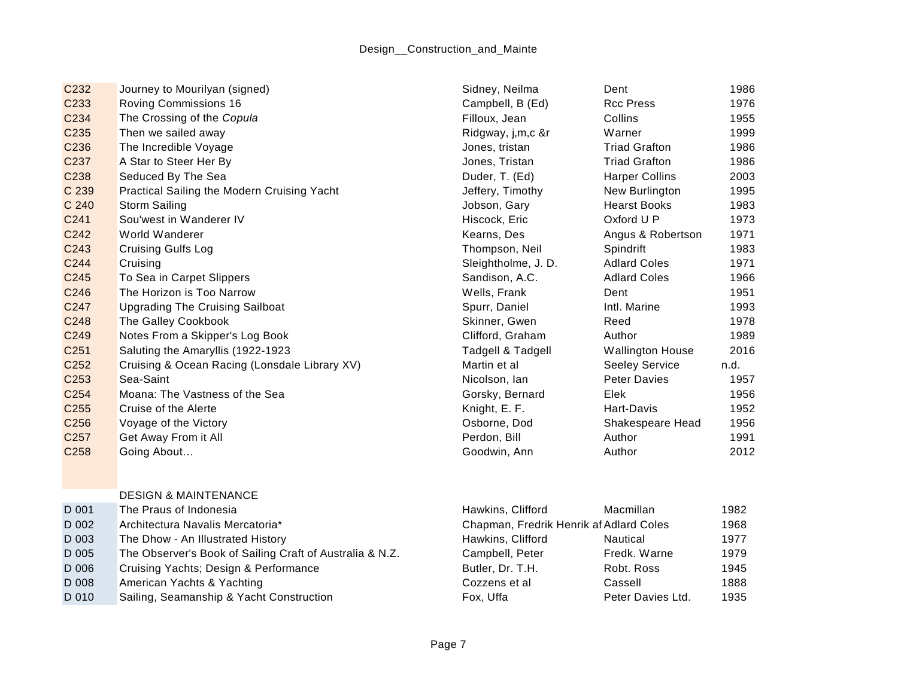| | | | | |
|---|---|---|---|---|
| C232 | Journey to Mourilyan (signed) | Sidney, Neilma | Dent | 1986 |
| C233 | Roving Commissions 16 | Campbell, B (Ed) | Rcc Press | 1976 |
| C234 | The Crossing of the *Copula* | Filloux, Jean | Collins | 1955 |
| C235 | Then we sailed away | Ridgway, j,m,c &r | Warner | 1999 |
| C236 | The Incredible Voyage | Jones, tristan | Triad Grafton | 1986 |
| C237 | A Star to Steer Her By | Jones, Tristan | Triad Grafton | 1986 |
| C238 | Seduced By The Sea | Duder, T. (Ed) | Harper Collins | 2003 |
| C 239 | Practical Sailing the Modern Cruising Yacht | Jeffery, Timothy | New Burlington | 1995 |
| C 240 | Storm Sailing | Jobson, Gary | Hearst Books | 1983 |
| C241 | Sou'west in Wanderer IV | Hiscock, Eric | Oxford U P | 1973 |
| C242 | World Wanderer | Kearns, Des | Angus & Robertson | 1971 |
| C243 | Cruising Gulfs Log | Thompson, Neil | Spindrift | 1983 |
| C244 | Cruising | Sleightholme, J. D. | Adlard Coles | 1971 |
| C245 | To Sea in Carpet Slippers | Sandison, A.C. | Adlard Coles | 1966 |
| C246 | The Horizon is Too Narrow | Wells, Frank | Dent | 1951 |
| C247 | Upgrading The Cruising Sailboat | Spurr, Daniel | Intl. Marine | 1993 |
| C248 | The Galley Cookbook | Skinner, Gwen | Reed | 1978 |
| C249 | Notes From a Skipper's Log Book | Clifford, Graham | Author | 1989 |
| C251 | Saluting the Amaryllis (1922-1923 | Tadgell & Tadgell | Wallington House | 2016 |
| C252 | Cruising & Ocean Racing (Lonsdale Library XV) | Martin et al | Seeley Service | n.d. |
| C253 | Sea-Saint | Nicolson, Ian | Peter Davies | 1957 |
| C254 | Moana: The Vastness of the Sea | Gorsky, Bernard | Elek | 1956 |
| C255 | Cruise of the Alerte | Knight, E. F. | Hart-Davis | 1952 |
| C256 | Voyage of the Victory | Osborne, Dod | Shakespeare Head | 1956 |
| C257 | Get Away From it All | Perdon, Bill | Author | 1991 |
| C258 | Going About… | Goodwin, Ann | Author | 2012 |
| | | | | |
| | DESIGN & MAINTENANCE | | | |
| D 001 | The Praus of Indonesia | Hawkins, Clifford | Macmillan | 1982 |
| D 002 | Architectura Navalis Mercatoria* | Chapman, Fredrik Henrik af | Adlard Coles | 1968 |
| D 003 | The Dhow - An Illustrated History | Hawkins, Clifford | Nautical | 1977 |
| D 005 | The Observer's Book of Sailing Craft of Australia & N.Z. | Campbell, Peter | Fredk. Warne | 1979 |
| D 006 | Cruising Yachts; Design & Performance | Butler, Dr. T.H. | Robt. Ross | 1945 |
| D 008 | American Yachts & Yachting | Cozzens et al | Cassell | 1888 |
| D 010 | Sailing, Seamanship & Yacht Construction | Fox, Uffa | Peter Davies Ltd. | 1935 |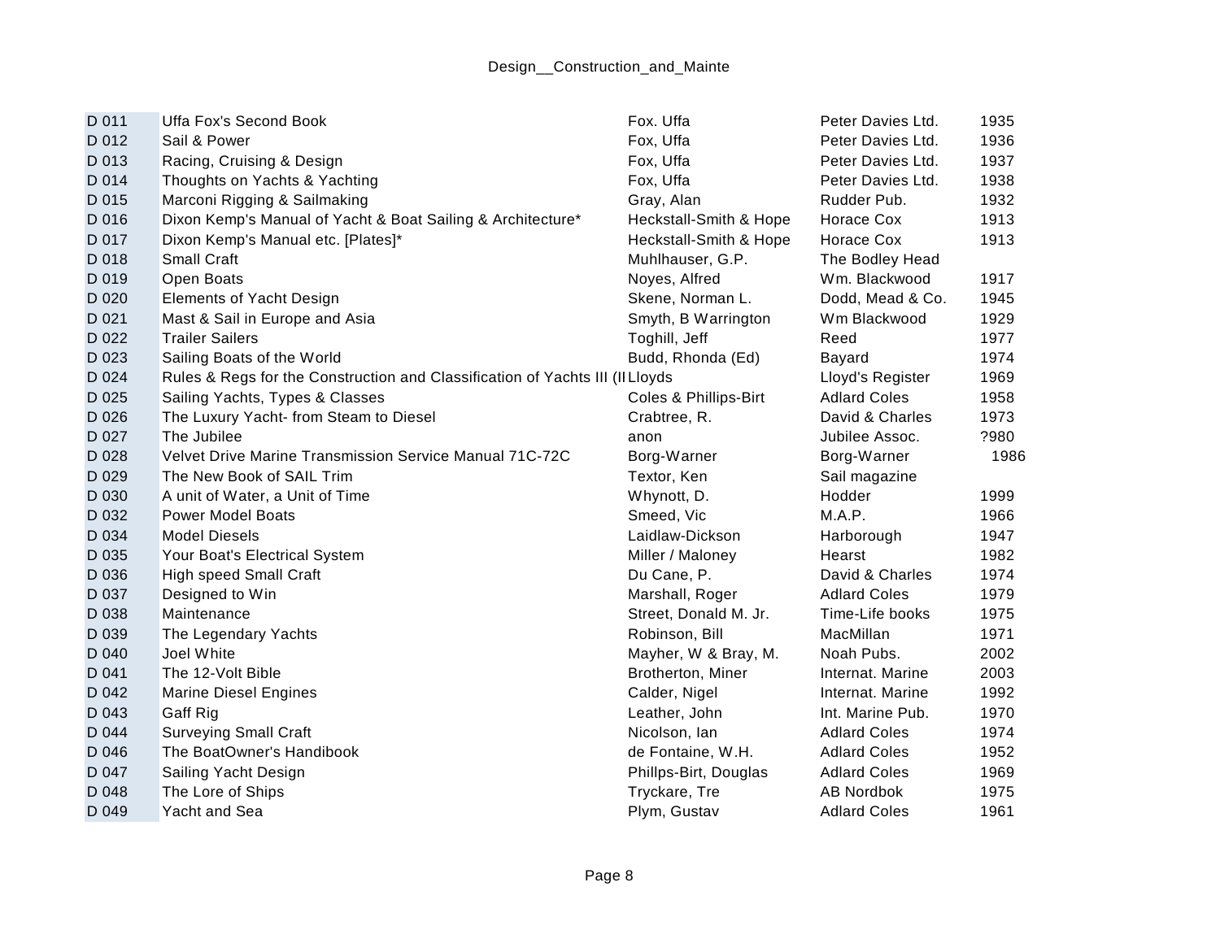| | | | | |
|---|---|---|---|---|
| D 011 | Uffa Fox's Second Book | Fox. Uffa | Peter Davies Ltd. | 1935 |
| D 012 | Sail & Power | Fox, Uffa | Peter Davies Ltd. | 1936 |
| D 013 | Racing, Cruising & Design | Fox, Uffa | Peter Davies Ltd. | 1937 |
| D 014 | Thoughts on Yachts & Yachting | Fox, Uffa | Peter Davies Ltd. | 1938 |
| D 015 | Marconi Rigging & Sailmaking | Gray, Alan | Rudder Pub. | 1932 |
| D 016 | Dixon Kemp's Manual of Yacht & Boat Sailing & Architecture* | Heckstall-Smith & Hope | Horace Cox | 1913 |
| D 017 | Dixon Kemp's Manual etc. [Plates]* | Heckstall-Smith & Hope | Horace Cox | 1913 |
| D 018 | Small Craft | Muhlhauser, G.P. | The Bodley Head | |
| D 019 | Open Boats | Noyes, Alfred | Wm. Blackwood | 1917 |
| D 020 | Elements of Yacht Design | Skene, Norman L. | Dodd, Mead & Co. | 1945 |
| D 021 | Mast & Sail in Europe and Asia | Smyth, B Warrington | Wm Blackwood | 1929 |
| D 022 | Trailer Sailers | Toghill, Jeff | Reed | 1977 |
| D 023 | Sailing Boats of the World | Budd, Rhonda (Ed) | Bayard | 1974 |
| D 024 | Rules & Regs for the Construction and Classification of Yachts III (II | Lloyds | Lloyd's Register | 1969 |
| D 025 | Sailing Yachts, Types & Classes | Coles & Phillips-Birt | Adlard Coles | 1958 |
| D 026 | The Luxury Yacht- from Steam to Diesel | Crabtree, R. | David & Charles | 1973 |
| D 027 | The Jubilee | anon | Jubilee Assoc. | ?980 |
| D 028 | Velvet Drive Marine Transmission Service Manual 71C-72C | Borg-Warner | Borg-Warner | 1986 |
| D 029 | The New Book of SAIL Trim | Textor, Ken | Sail magazine | |
| D 030 | A unit of Water, a Unit of Time | Whynott, D. | Hodder | 1999 |
| D 032 | Power Model Boats | Smeed, Vic | M.A.P. | 1966 |
| D 034 | Model Diesels | Laidlaw-Dickson | Harborough | 1947 |
| D 035 | Your Boat's Electrical System | Miller / Maloney | Hearst | 1982 |
| D 036 | High speed Small Craft | Du Cane, P. | David & Charles | 1974 |
| D 037 | Designed to Win | Marshall, Roger | Adlard Coles | 1979 |
| D 038 | Maintenance | Street, Donald M. Jr. | Time-Life books | 1975 |
| D 039 | The Legendary Yachts | Robinson, Bill | MacMillan | 1971 |
| D 040 | Joel White | Mayher, W & Bray, M. | Noah Pubs. | 2002 |
| D 041 | The 12-Volt Bible | Brotherton, Miner | Internat. Marine | 2003 |
| D 042 | Marine Diesel Engines | Calder, Nigel | Internat. Marine | 1992 |
| D 043 | Gaff Rig | Leather, John | Int. Marine Pub. | 1970 |
| D 044 | Surveying Small Craft | Nicolson, Ian | Adlard Coles | 1974 |
| D 046 | The BoatOwner's Handibook | de Fontaine, W.H. | Adlard Coles | 1952 |
| D 047 | Sailing Yacht Design | Phillps-Birt, Douglas | Adlard Coles | 1969 |
| D 048 | The Lore of Ships | Tryckare, Tre | AB Nordbok | 1975 |
| D 049 | Yacht and Sea | Plym, Gustav | Adlard Coles | 1961 |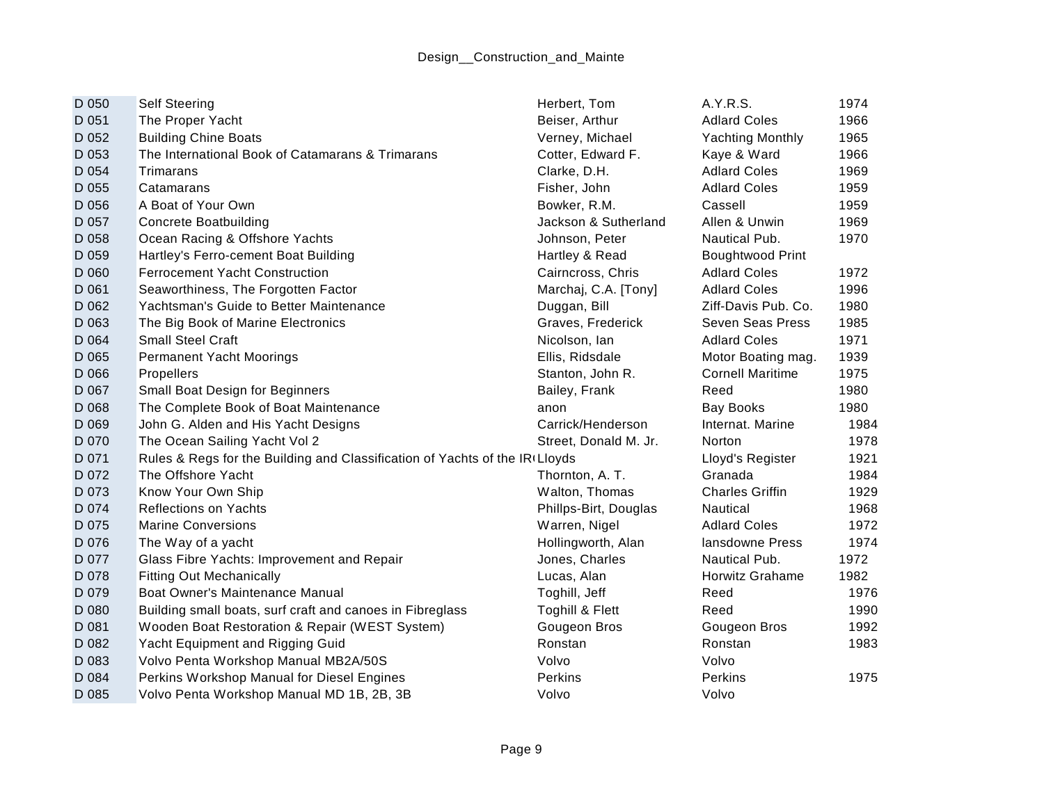| D 050 | Self Steering | Herbert, Tom | A.Y.R.S. | 1974 |
|---|---|---|---|---|
| D 051 | The Proper Yacht | Beiser, Arthur | Adlard Coles | 1966 |
| D 052 | Building Chine Boats | Verney, Michael | Yachting Monthly | 1965 |
| D 053 | The International Book of Catamarans & Trimarans | Cotter, Edward F. | Kaye & Ward | 1966 |
| D 054 | Trimarans | Clarke, D.H. | Adlard Coles | 1969 |
| D 055 | Catamarans | Fisher, John | Adlard Coles | 1959 |
| D 056 | A Boat of Your Own | Bowker, R.M. | Cassell | 1959 |
| D 057 | Concrete Boatbuilding | Jackson & Sutherland | Allen & Unwin | 1969 |
| D 058 | Ocean Racing & Offshore Yachts | Johnson, Peter | Nautical Pub. | 1970 |
| D 059 | Hartley's Ferro-cement Boat Building | Hartley & Read | Boughtwood Print | |
| D 060 | Ferrocement Yacht Construction | Cairncross, Chris | Adlard Coles | 1972 |
| D 061 | Seaworthiness, The Forgotten Factor | Marchaj, C.A. [Tony] | Adlard Coles | 1996 |
| D 062 | Yachtsman's Guide to Better Maintenance | Duggan, Bill | Ziff-Davis Pub. Co. | 1980 |
| D 063 | The Big Book of Marine Electronics | Graves, Frederick | Seven Seas Press | 1985 |
| D 064 | Small Steel Craft | Nicolson, Ian | Adlard Coles | 1971 |
| D 065 | Permanent Yacht Moorings | Ellis, Ridsdale | Motor Boating mag. | 1939 |
| D 066 | Propellers | Stanton, John R. | Cornell Maritime | 1975 |
| D 067 | Small Boat Design for Beginners | Bailey, Frank | Reed | 1980 |
| D 068 | The Complete Book of Boat Maintenance | anon | Bay Books | 1980 |
| D 069 | John G. Alden and His Yacht Designs | Carrick/Henderson | Internat. Marine | 1984 |
| D 070 | The Ocean Sailing Yacht Vol 2 | Street, Donald M. Jr. | Norton | 1978 |
| D 071 | Rules & Regs for the Building and Classification of Yachts of the IR | Lloyds | Lloyd's Register | 1921 |
| D 072 | The Offshore Yacht | Thornton, A. T. | Granada | 1984 |
| D 073 | Know Your Own Ship | Walton, Thomas | Charles Griffin | 1929 |
| D 074 | Reflections on Yachts | Phillps-Birt, Douglas | Nautical | 1968 |
| D 075 | Marine Conversions | Warren, Nigel | Adlard Coles | 1972 |
| D 076 | The Way of a yacht | Hollingworth, Alan | lansdowne Press | 1974 |
| D 077 | Glass Fibre Yachts: Improvement and Repair | Jones, Charles | Nautical Pub. | 1972 |
| D 078 | Fitting Out Mechanically | Lucas, Alan | Horwitz Grahame | 1982 |
| D 079 | Boat Owner's Maintenance Manual | Toghill, Jeff | Reed | 1976 |
| D 080 | Building small boats, surf craft and canoes in Fibreglass | Toghill & Flett | Reed | 1990 |
| D 081 | Wooden Boat Restoration & Repair (WEST System) | Gougeon Bros | Gougeon Bros | 1992 |
| D 082 | Yacht Equipment and Rigging Guid | Ronstan | Ronstan | 1983 |
| D 083 | Volvo Penta Workshop Manual MB2A/50S | Volvo | Volvo | |
| D 084 | Perkins Workshop Manual for Diesel Engines | Perkins | Perkins | 1975 |
| D 085 | Volvo Penta Workshop Manual MD 1B, 2B, 3B | Volvo | Volvo | |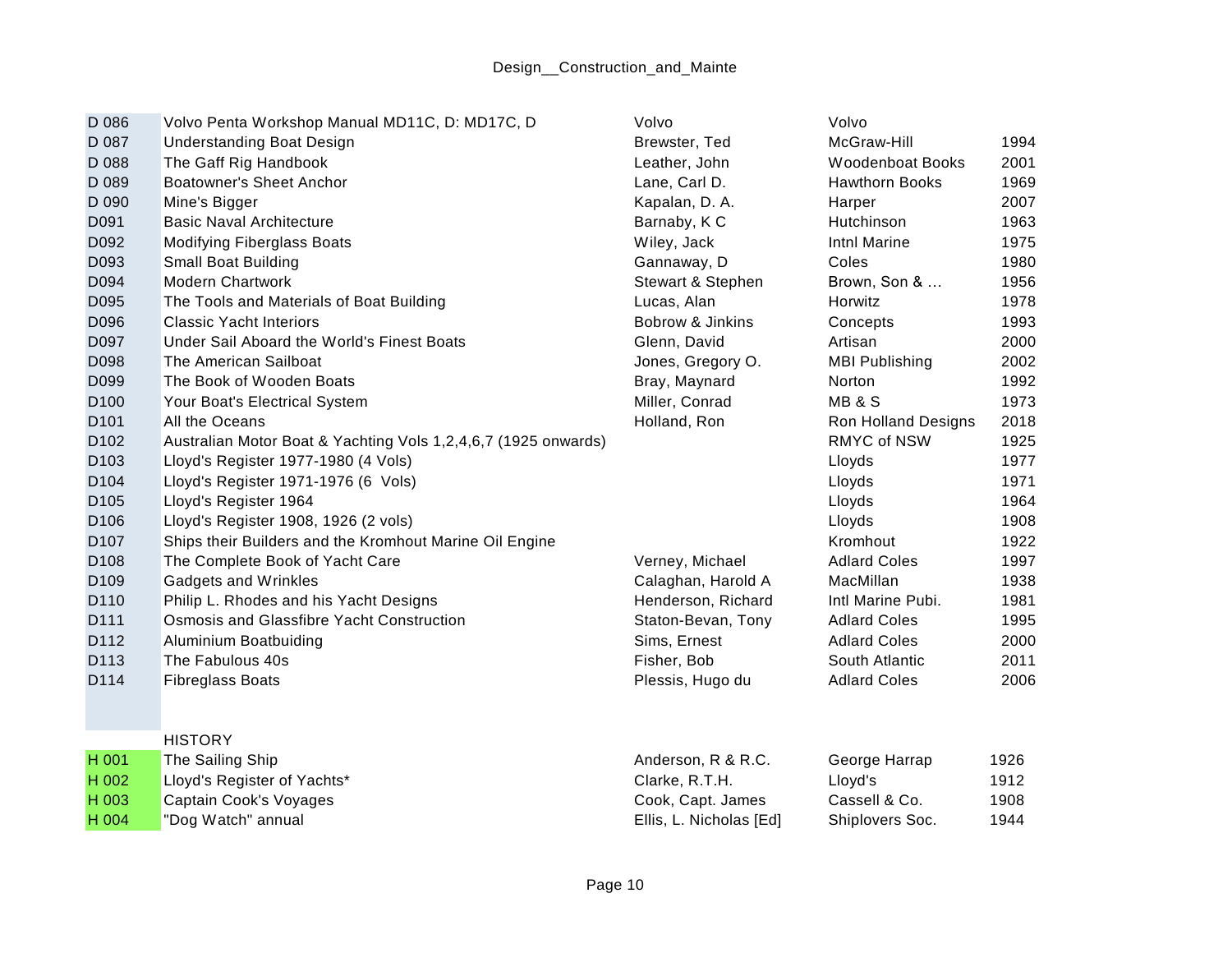| | | | | |
|---|---|---|---|---|
| D 086 | Volvo Penta Workshop Manual MD11C, D: MD17C, D | Volvo | Volvo | |
| D 087 | Understanding Boat Design | Brewster, Ted | McGraw-Hill | 1994 |
| D 088 | The Gaff Rig Handbook | Leather, John | Woodenboat Books | 2001 |
| D 089 | Boatowner's Sheet Anchor | Lane, Carl D. | Hawthorn Books | 1969 |
| D 090 | Mine's Bigger | Kapalan, D. A. | Harper | 2007 |
| D091 | Basic Naval Architecture | Barnaby, K C | Hutchinson | 1963 |
| D092 | Modifying Fiberglass Boats | Wiley, Jack | Intnl Marine | 1975 |
| D093 | Small Boat Building | Gannaway, D | Coles | 1980 |
| D094 | Modern Chartwork | Stewart & Stephen | Brown, Son & … | 1956 |
| D095 | The Tools and Materials of Boat Building | Lucas, Alan | Horwitz | 1978 |
| D096 | Classic Yacht Interiors | Bobrow & Jinkins | Concepts | 1993 |
| D097 | Under Sail Aboard the World's Finest Boats | Glenn, David | Artisan | 2000 |
| D098 | The American Sailboat | Jones, Gregory O. | MBI Publishing | 2002 |
| D099 | The Book of Wooden Boats | Bray, Maynard | Norton | 1992 |
| D100 | Your Boat's Electrical System | Miller, Conrad | MB & S | 1973 |
| D101 | All the Oceans | Holland, Ron | Ron Holland Designs | 2018 |
| D102 | Australian Motor Boat & Yachting Vols 1,2,4,6,7 (1925 onwards) | | RMYC of NSW | 1925 |
| D103 | Lloyd's Register 1977-1980 (4 Vols) | | Lloyds | 1977 |
| D104 | Lloyd's Register 1971-1976 (6 Vols) | | Lloyds | 1971 |
| D105 | Lloyd's Register 1964 | | Lloyds | 1964 |
| D106 | Lloyd's Register 1908, 1926 (2 vols) | | Lloyds | 1908 |
| D107 | Ships their Builders and the Kromhout Marine Oil Engine | | Kromhout | 1922 |
| D108 | The Complete Book of Yacht Care | Verney, Michael | Adlard Coles | 1997 |
| D109 | Gadgets and Wrinkles | Calaghan, Harold A | MacMillan | 1938 |
| D110 | Philip L. Rhodes and his Yacht Designs | Henderson, Richard | Intl Marine Pubi. | 1981 |
| D111 | Osmosis and Glassfibre Yacht Construction | Staton-Bevan, Tony | Adlard Coles | 1995 |
| D112 | Aluminium Boatbuiding | Sims, Ernest | Adlard Coles | 2000 |
| D113 | The Fabulous 40s | Fisher, Bob | South Atlantic | 2011 |
| D114 | Fibreglass Boats | Plessis, Hugo du | Adlard Coles | 2006 |

| | HISTORY | | | |
|---|---|---|---|---|
| H 001 | The Sailing Ship | Anderson, R & R.C. | George Harrap | 1926 |
| H 002 | Lloyd's Register of Yachts* | Clarke, R.T.H. | Lloyd's | 1912 |
| H 003 | Captain Cook's Voyages | Cook, Capt. James | Cassell & Co. | 1908 |
| H 004 | "Dog Watch" annual | Ellis, L. Nicholas [Ed] | Shiplovers Soc. | 1944 |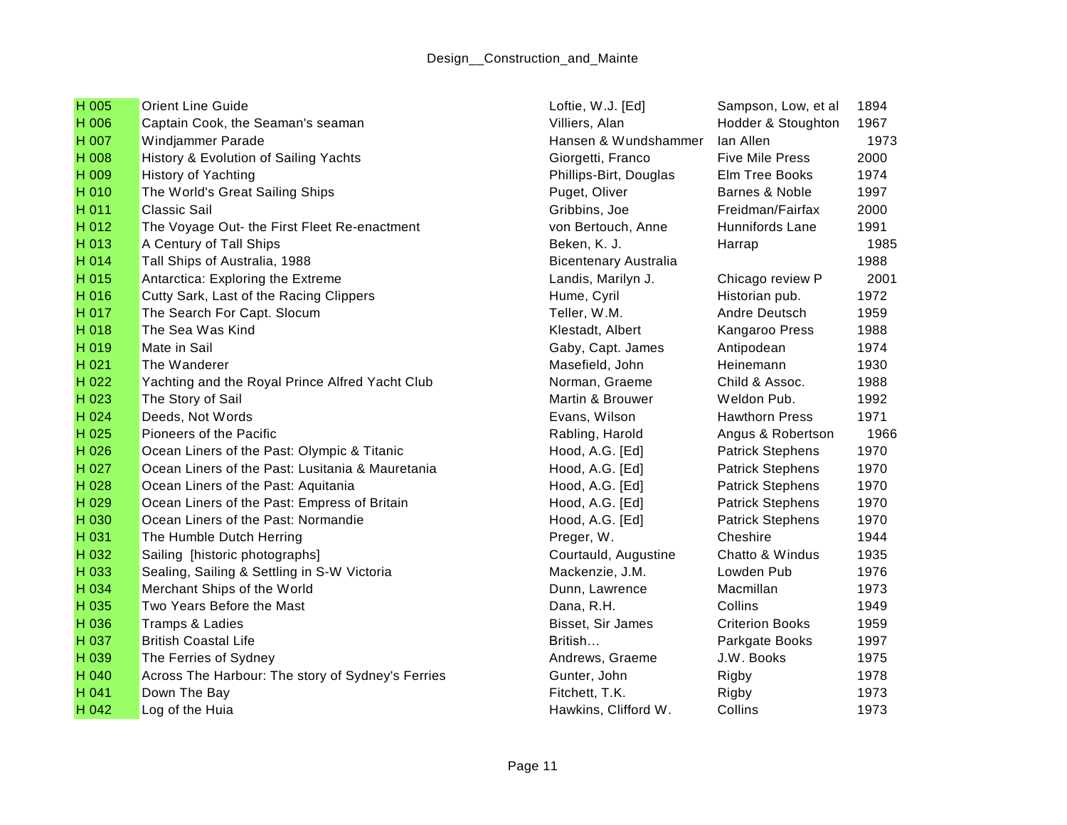| | | | | |
|---|---|---|---|---|
| H 005 | Orient Line Guide | Loftie, W.J. [Ed] | Sampson, Low, et al | 1894 |
| H 006 | Captain Cook, the Seaman's seaman | Villiers, Alan | Hodder & Stoughton | 1967 |
| H 007 | Windjammer Parade | Hansen & Wundshammer | Ian Allen | 1973 |
| H 008 | History & Evolution of Sailing Yachts | Giorgetti, Franco | Five Mile Press | 2000 |
| H 009 | History of Yachting | Phillips-Birt, Douglas | Elm Tree Books | 1974 |
| H 010 | The World's Great Sailing Ships | Puget, Oliver | Barnes & Noble | 1997 |
| H 011 | Classic Sail | Gribbins, Joe | Freidman/Fairfax | 2000 |
| H 012 | The Voyage Out- the First Fleet Re-enactment | von Bertouch, Anne | Hunnifords Lane | 1991 |
| H 013 | A Century of Tall Ships | Beken, K. J. | Harrap | 1985 |
| H 014 | Tall Ships of Australia, 1988 | Bicentenary Australia | | 1988 |
| H 015 | Antarctica: Exploring the Extreme | Landis, Marilyn J. | Chicago review P | 2001 |
| H 016 | Cutty Sark, Last of the Racing Clippers | Hume, Cyril | Historian pub. | 1972 |
| H 017 | The Search For Capt. Slocum | Teller, W.M. | Andre Deutsch | 1959 |
| H 018 | The Sea Was Kind | Klestadt, Albert | Kangaroo Press | 1988 |
| H 019 | Mate in Sail | Gaby, Capt. James | Antipodean | 1974 |
| H 021 | The Wanderer | Masefield, John | Heinemann | 1930 |
| H 022 | Yachting and the Royal Prince Alfred Yacht Club | Norman, Graeme | Child & Assoc. | 1988 |
| H 023 | The Story of Sail | Martin & Brouwer | Weldon Pub. | 1992 |
| H 024 | Deeds, Not Words | Evans, Wilson | Hawthorn Press | 1971 |
| H 025 | Pioneers of the Pacific | Rabling, Harold | Angus & Robertson | 1966 |
| H 026 | Ocean Liners of the Past: Olympic & Titanic | Hood, A.G. [Ed] | Patrick Stephens | 1970 |
| H 027 | Ocean Liners of the Past: Lusitania & Mauretania | Hood, A.G. [Ed] | Patrick Stephens | 1970 |
| H 028 | Ocean Liners of the Past: Aquitania | Hood, A.G. [Ed] | Patrick Stephens | 1970 |
| H 029 | Ocean Liners of the Past: Empress of Britain | Hood, A.G. [Ed] | Patrick Stephens | 1970 |
| H 030 | Ocean Liners of the Past: Normandie | Hood, A.G. [Ed] | Patrick Stephens | 1970 |
| H 031 | The Humble Dutch Herring | Preger, W. | Cheshire | 1944 |
| H 032 | Sailing [historic photographs] | Courtauld, Augustine | Chatto & Windus | 1935 |
| H 033 | Sealing, Sailing & Settling in S-W Victoria | Mackenzie, J.M. | Lowden Pub | 1976 |
| H 034 | Merchant Ships of the World | Dunn, Lawrence | Macmillan | 1973 |
| H 035 | Two Years Before the Mast | Dana, R.H. | Collins | 1949 |
| H 036 | Tramps & Ladies | Bisset, Sir James | Criterion Books | 1959 |
| H 037 | British Coastal Life | British… | Parkgate Books | 1997 |
| H 039 | The Ferries of Sydney | Andrews, Graeme | J.W. Books | 1975 |
| H 040 | Across The Harbour: The story of Sydney's Ferries | Gunter, John | Rigby | 1978 |
| H 041 | Down The Bay | Fitchett, T.K. | Rigby | 1973 |
| H 042 | Log of the Huia | Hawkins, Clifford W. | Collins | 1973 |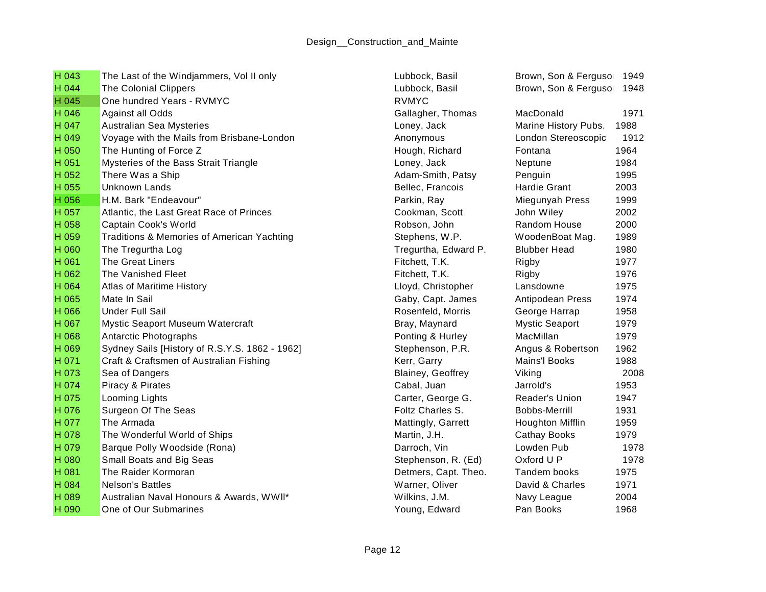| H 043 | The Last of the Windjammers, Vol II only | Lubbock, Basil | Brown, Son & Ferguson | 1949 |
|---|---|---|---|---|
| H 044 | The Colonial Clippers | Lubbock, Basil | Brown, Son & Ferguson | 1948 |
| H 045 | One hundred Years - RVMYC | RVMYC | | |
| H 046 | Against all Odds | Gallagher, Thomas | MacDonald | 1971 |
| H 047 | Australian Sea Mysteries | Loney, Jack | Marine History Pubs. | 1988 |
| H 049 | Voyage with the Mails from Brisbane-London | Anonymous | London Stereoscopic | 1912 |
| H 050 | The Hunting of Force Z | Hough, Richard | Fontana | 1964 |
| H 051 | Mysteries of the Bass Strait Triangle | Loney, Jack | Neptune | 1984 |
| H 052 | There Was a Ship | Adam-Smith, Patsy | Penguin | 1995 |
| H 055 | Unknown Lands | Bellec, Francois | Hardie Grant | 2003 |
| H 056 | H.M. Bark "Endeavour" | Parkin, Ray | Miegunyah Press | 1999 |
| H 057 | Atlantic, the Last Great Race of Princes | Cookman, Scott | John Wiley | 2002 |
| H 058 | Captain Cook's World | Robson, John | Random House | 2000 |
| H 059 | Traditions & Memories of American Yachting | Stephens, W.P. | WoodenBoat Mag. | 1989 |
| H 060 | The Tregurtha Log | Tregurtha, Edward P. | Blubber Head | 1980 |
| H 061 | The Great Liners | Fitchett, T.K. | Rigby | 1977 |
| H 062 | The Vanished Fleet | Fitchett, T.K. | Rigby | 1976 |
| H 064 | Atlas of Maritime History | Lloyd, Christopher | Lansdowne | 1975 |
| H 065 | Mate In Sail | Gaby, Capt. James | Antipodean Press | 1974 |
| H 066 | Under Full Sail | Rosenfeld, Morris | George Harrap | 1958 |
| H 067 | Mystic Seaport Museum Watercraft | Bray, Maynard | Mystic Seaport | 1979 |
| H 068 | Antarctic Photographs | Ponting & Hurley | MacMillan | 1979 |
| H 069 | Sydney Sails [History of R.S.Y.S. 1862 - 1962] | Stephenson, P.R. | Angus & Robertson | 1962 |
| H 071 | Craft & Craftsmen of Australian Fishing | Kerr, Garry | Mains'l Books | 1988 |
| H 073 | Sea of Dangers | Blainey, Geoffrey | Viking | 2008 |
| H 074 | Piracy & Pirates | Cabal, Juan | Jarrold's | 1953 |
| H 075 | Looming Lights | Carter, George G. | Reader's Union | 1947 |
| H 076 | Surgeon Of The Seas | Foltz Charles S. | Bobbs-Merrill | 1931 |
| H 077 | The Armada | Mattingly, Garrett | Houghton Mifflin | 1959 |
| H 078 | The Wonderful World of Ships | Martin, J.H. | Cathay Books | 1979 |
| H 079 | Barque Polly Woodside (Rona) | Darroch, Vin | Lowden Pub | 1978 |
| H 080 | Small Boats and Big Seas | Stephenson, R. (Ed) | Oxford U P | 1978 |
| H 081 | The Raider Kormoran | Detmers, Capt. Theo. | Tandem books | 1975 |
| H 084 | Nelson's Battles | Warner, Oliver | David & Charles | 1971 |
| H 089 | Australian Naval Honours & Awards, WWII* | Wilkins, J.M. | Navy League | 2004 |
| H 090 | One of Our Submarines | Young, Edward | Pan Books | 1968 |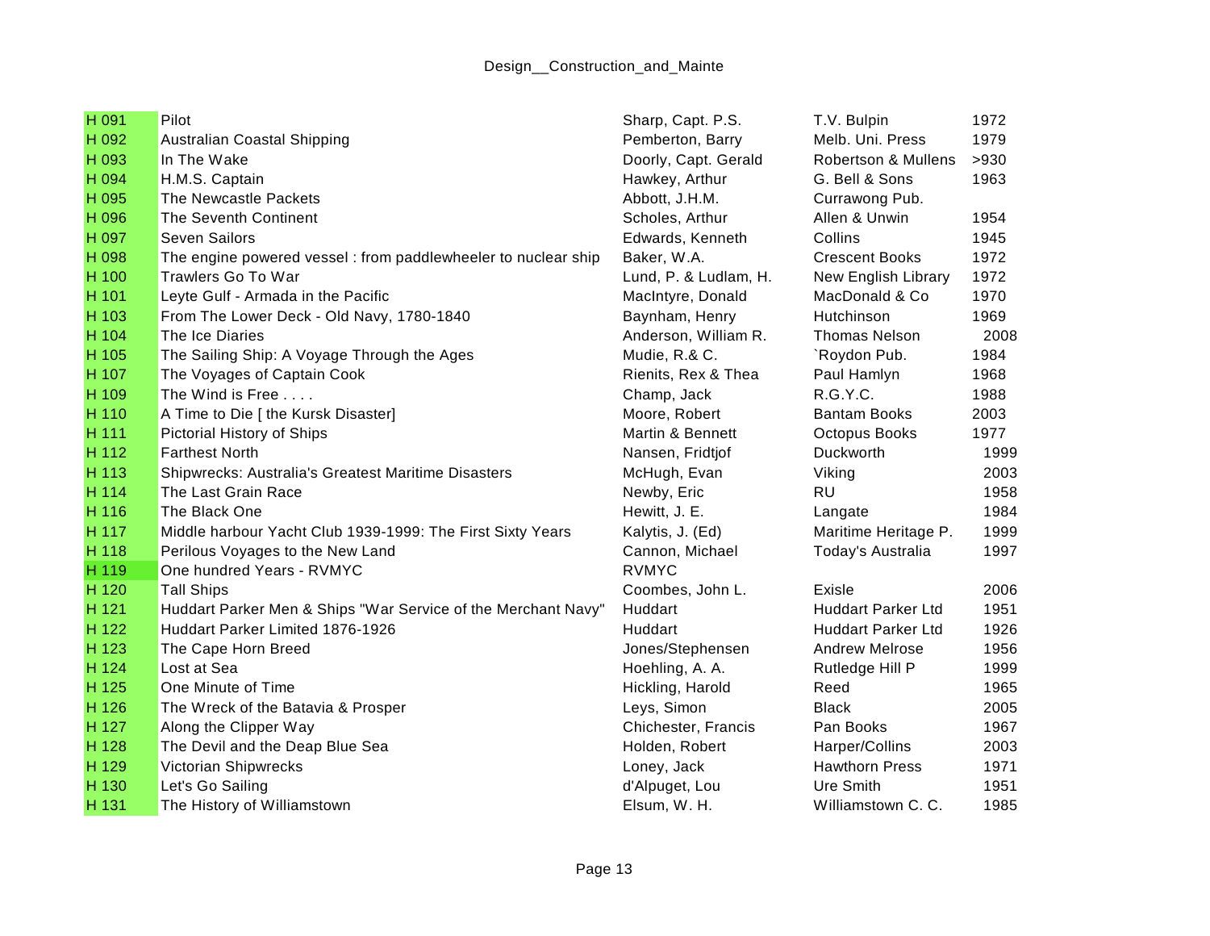| | | | | |
|---|---|---|---|---|
| H 091 | Pilot | Sharp, Capt. P.S. | T.V. Bulpin | 1972 |
| H 092 | Australian Coastal Shipping | Pemberton, Barry | Melb. Uni. Press | 1979 |
| H 093 | In The Wake | Doorly, Capt. Gerald | Robertson & Mullens | >930 |
| H 094 | H.M.S. Captain | Hawkey, Arthur | G. Bell & Sons | 1963 |
| H 095 | The Newcastle Packets | Abbott, J.H.M. | Currawong Pub. | |
| H 096 | The Seventh Continent | Scholes, Arthur | Allen & Unwin | 1954 |
| H 097 | Seven Sailors | Edwards, Kenneth | Collins | 1945 |
| H 098 | The engine powered vessel : from paddlewheeler to nuclear ship | Baker, W.A. | Crescent Books | 1972 |
| H 100 | Trawlers Go To War | Lund, P. & Ludlam, H. | New English Library | 1972 |
| H 101 | Leyte Gulf - Armada in the Pacific | MacIntyre, Donald | MacDonald & Co | 1970 |
| H 103 | From The Lower Deck - Old Navy, 1780-1840 | Baynham, Henry | Hutchinson | 1969 |
| H 104 | The Ice Diaries | Anderson, William R. | Thomas Nelson | 2008 |
| H 105 | The Sailing Ship: A Voyage Through the Ages | Mudie, R.& C. | `Roydon Pub. | 1984 |
| H 107 | The Voyages of Captain Cook | Rienits, Rex & Thea | Paul Hamlyn | 1968 |
| H 109 | The Wind is Free . . . . | Champ, Jack | R.G.Y.C. | 1988 |
| H 110 | A Time to Die [ the Kursk Disaster] | Moore, Robert | Bantam Books | 2003 |
| H 111 | Pictorial History of Ships | Martin & Bennett | Octopus Books | 1977 |
| H 112 | Farthest North | Nansen, Fridtjof | Duckworth | 1999 |
| H 113 | Shipwrecks: Australia's Greatest Maritime Disasters | McHugh, Evan | Viking | 2003 |
| H 114 | The Last Grain Race | Newby, Eric | RU | 1958 |
| H 116 | The Black One | Hewitt, J. E. | Langate | 1984 |
| H 117 | Middle harbour Yacht Club 1939-1999: The First Sixty Years | Kalytis, J. (Ed) | Maritime Heritage P. | 1999 |
| H 118 | Perilous Voyages to the New Land | Cannon, Michael | Today's Australia | 1997 |
| H 119 | One hundred Years - RVMYC | RVMYC | | |
| H 120 | Tall Ships | Coombes, John L. | Exisle | 2006 |
| H 121 | Huddart Parker Men & Ships "War Service of the Merchant Navy" | Huddart | Huddart Parker Ltd | 1951 |
| H 122 | Huddart Parker Limited 1876-1926 | Huddart | Huddart Parker Ltd | 1926 |
| H 123 | The Cape Horn Breed | Jones/Stephensen | Andrew Melrose | 1956 |
| H 124 | Lost at Sea | Hoehling, A. A. | Rutledge Hill P | 1999 |
| H 125 | One Minute of Time | Hickling, Harold | Reed | 1965 |
| H 126 | The Wreck of the Batavia & Prosper | Leys, Simon | Black | 2005 |
| H 127 | Along the Clipper Way | Chichester, Francis | Pan Books | 1967 |
| H 128 | The Devil and the Deap Blue Sea | Holden, Robert | Harper/Collins | 2003 |
| H 129 | Victorian Shipwrecks | Loney, Jack | Hawthorn Press | 1971 |
| H 130 | Let's Go Sailing | d'Alpuget, Lou | Ure Smith | 1951 |
| H 131 | The History of Williamstown | Elsum, W. H. | Williamstown C. C. | 1985 |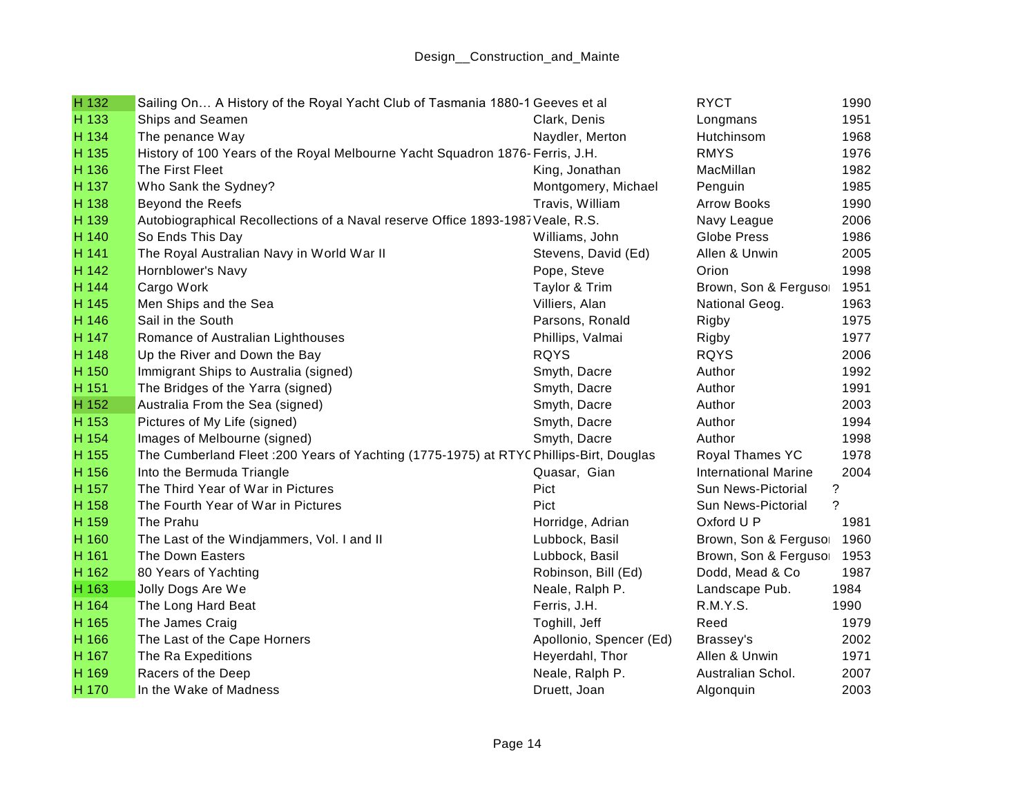| | | | | |
|---|---|---|---|---|
| H 132 | Sailing On… A History of the Royal Yacht Club of Tasmania 1880-1 | Geeves et al | RYCT | 1990 |
| H 133 | Ships and Seamen | Clark, Denis | Longmans | 1951 |
| H 134 | The penance Way | Naydler, Merton | Hutchinsom | 1968 |
| H 135 | History of 100 Years of the Royal Melbourne Yacht Squadron 1876- | Ferris, J.H. | RMYS | 1976 |
| H 136 | The First Fleet | King, Jonathan | MacMillan | 1982 |
| H 137 | Who Sank the Sydney? | Montgomery, Michael | Penguin | 1985 |
| H 138 | Beyond the Reefs | Travis, William | Arrow Books | 1990 |
| H 139 | Autobiographical Recollections of a Naval reserve Office 1893-1987 | Veale, R.S. | Navy League | 2006 |
| H 140 | So Ends This Day | Williams, John | Globe Press | 1986 |
| H 141 | The Royal Australian Navy in World War II | Stevens, David (Ed) | Allen & Unwin | 2005 |
| H 142 | Hornblower's Navy | Pope, Steve | Orion | 1998 |
| H 144 | Cargo Work | Taylor & Trim | Brown, Son & Ferguso | 1951 |
| H 145 | Men Ships and the Sea | Villiers, Alan | National Geog. | 1963 |
| H 146 | Sail in the South | Parsons, Ronald | Rigby | 1975 |
| H 147 | Romance of Australian Lighthouses | Phillips, Valmai | Rigby | 1977 |
| H 148 | Up the River and Down the Bay | RQYS | RQYS | 2006 |
| H 150 | Immigrant Ships to Australia (signed) | Smyth, Dacre | Author | 1992 |
| H 151 | The Bridges of the Yarra (signed) | Smyth, Dacre | Author | 1991 |
| H 152 | Australia From the Sea (signed) | Smyth, Dacre | Author | 2003 |
| H 153 | Pictures of My Life (signed) | Smyth, Dacre | Author | 1994 |
| H 154 | Images of Melbourne (signed) | Smyth, Dacre | Author | 1998 |
| H 155 | The Cumberland Fleet :200 Years of Yachting (1775-1975) at RTYC | Phillips-Birt, Douglas | Royal Thames YC | 1978 |
| H 156 | Into the Bermuda Triangle | Quasar, Gian | International Marine | 2004 |
| H 157 | The Third Year of War in Pictures | Pict | Sun News-Pictorial | ? |
| H 158 | The Fourth Year of War in Pictures | Pict | Sun News-Pictorial | ? |
| H 159 | The Prahu | Horridge, Adrian | Oxford U P | 1981 |
| H 160 | The Last of the Windjammers, Vol. I and II | Lubbock, Basil | Brown, Son & Ferguso | 1960 |
| H 161 | The Down Easters | Lubbock, Basil | Brown, Son & Ferguso | 1953 |
| H 162 | 80 Years of Yachting | Robinson, Bill (Ed) | Dodd, Mead & Co | 1987 |
| H 163 | Jolly Dogs Are We | Neale, Ralph P. | Landscape Pub. | 1984 |
| H 164 | The Long Hard Beat | Ferris, J.H. | R.M.Y.S. | 1990 |
| H 165 | The James Craig | Toghill, Jeff | Reed | 1979 |
| H 166 | The Last of the Cape Horners | Apollonio, Spencer (Ed) | Brassey's | 2002 |
| H 167 | The Ra Expeditions | Heyerdahl, Thor | Allen & Unwin | 1971 |
| H 169 | Racers of the Deep | Neale, Ralph P. | Australian Schol. | 2007 |
| H 170 | In the Wake of Madness | Druett, Joan | Algonquin | 2003 |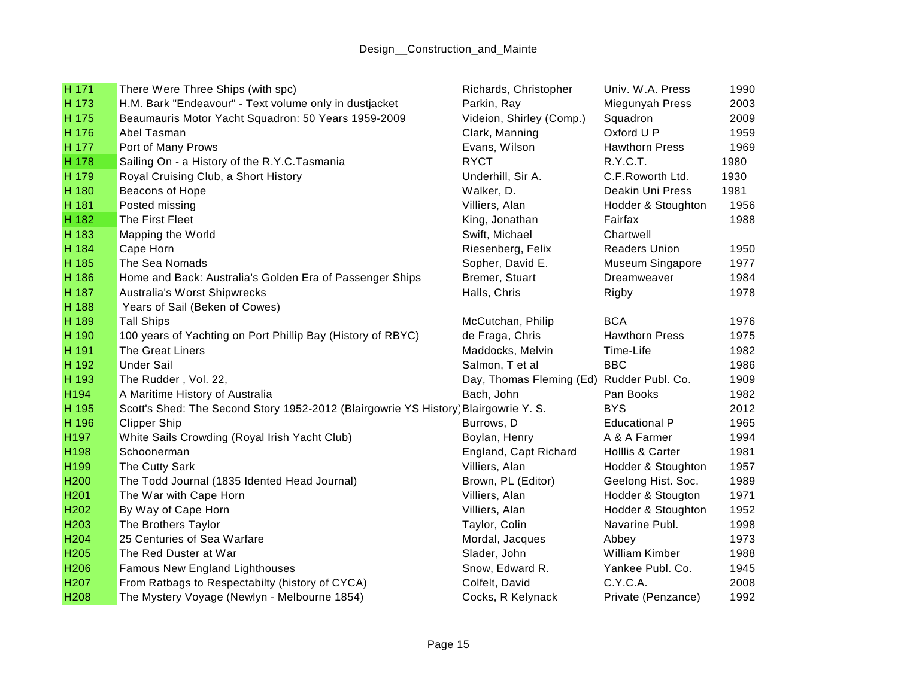| | | | | |
|---|---|---|---|---|
| H 171 | There Were Three Ships (with spc) | Richards, Christopher | Univ. W.A. Press | 1990 |
| H 173 | H.M. Bark "Endeavour" - Text volume only in dustjacket | Parkin, Ray | Miegunyah Press | 2003 |
| H 175 | Beaumauris Motor Yacht Squadron: 50 Years 1959-2009 | Videion, Shirley (Comp.) | Squadron | 2009 |
| H 176 | Abel Tasman | Clark, Manning | Oxford U P | 1959 |
| H 177 | Port of Many Prows | Evans, Wilson | Hawthorn Press | 1969 |
| H 178 | Sailing On - a History of the R.Y.C.Tasmania | RYCT | R.Y.C.T. | 1980 |
| H 179 | Royal Cruising Club, a Short History | Underhill, Sir A. | C.F.Roworth Ltd. | 1930 |
| H 180 | Beacons of Hope | Walker, D. | Deakin Uni Press | 1981 |
| H 181 | Posted missing | Villiers, Alan | Hodder & Stoughton | 1956 |
| H 182 | The First Fleet | King, Jonathan | Fairfax | 1988 |
| H 183 | Mapping the World | Swift, Michael | Chartwell | |
| H 184 | Cape Horn | Riesenberg, Felix | Readers Union | 1950 |
| H 185 | The Sea Nomads | Sopher, David E. | Museum Singapore | 1977 |
| H 186 | Home and Back: Australia's Golden Era of Passenger Ships | Bremer, Stuart | Dreamweaver | 1984 |
| H 187 | Australia's Worst Shipwrecks | Halls, Chris | Rigby | 1978 |
| H 188 | Years of Sail (Beken of Cowes) | | | |
| H 189 | Tall Ships | McCutchan, Philip | BCA | 1976 |
| H 190 | 100 years of Yachting on Port Phillip Bay (History of RBYC) | de Fraga, Chris | Hawthorn Press | 1975 |
| H 191 | The Great Liners | Maddocks, Melvin | Time-Life | 1982 |
| H 192 | Under Sail | Salmon, T et al | BBC | 1986 |
| H 193 | The Rudder , Vol. 22, | Day, Thomas Fleming (Ed) | Rudder Publ. Co. | 1909 |
| H194 | A Maritime History of Australia | Bach, John | Pan Books | 1982 |
| H 195 | Scott's Shed: The Second Story 1952-2012 (Blairgowrie YS History) | Blairgowrie Y. S. | BYS | 2012 |
| H 196 | Clipper Ship | Burrows, D | Educational P | 1965 |
| H197 | White Sails Crowding (Royal Irish Yacht Club) | Boylan, Henry | A & A Farmer | 1994 |
| H198 | Schoonerman | England, Capt Richard | Holllis & Carter | 1981 |
| H199 | The Cutty Sark | Villiers, Alan | Hodder & Stoughton | 1957 |
| H200 | The Todd Journal (1835 Idented Head Journal) | Brown, PL (Editor) | Geelong Hist. Soc. | 1989 |
| H201 | The War with Cape Horn | Villiers, Alan | Hodder & Stougton | 1971 |
| H202 | By Way of Cape Horn | Villiers, Alan | Hodder & Stoughton | 1952 |
| H203 | The Brothers Taylor | Taylor, Colin | Navarine Publ. | 1998 |
| H204 | 25 Centuries of Sea Warfare | Mordal, Jacques | Abbey | 1973 |
| H205 | The Red Duster at War | Slader, John | William Kimber | 1988 |
| H206 | Famous New England Lighthouses | Snow, Edward R. | Yankee Publ. Co. | 1945 |
| H207 | From Ratbags to Respectabilty (history of CYCA) | Colfelt, David | C.Y.C.A. | 2008 |
| H208 | The Mystery Voyage (Newlyn - Melbourne 1854) | Cocks, R Kelynack | Private (Penzance) | 1992 |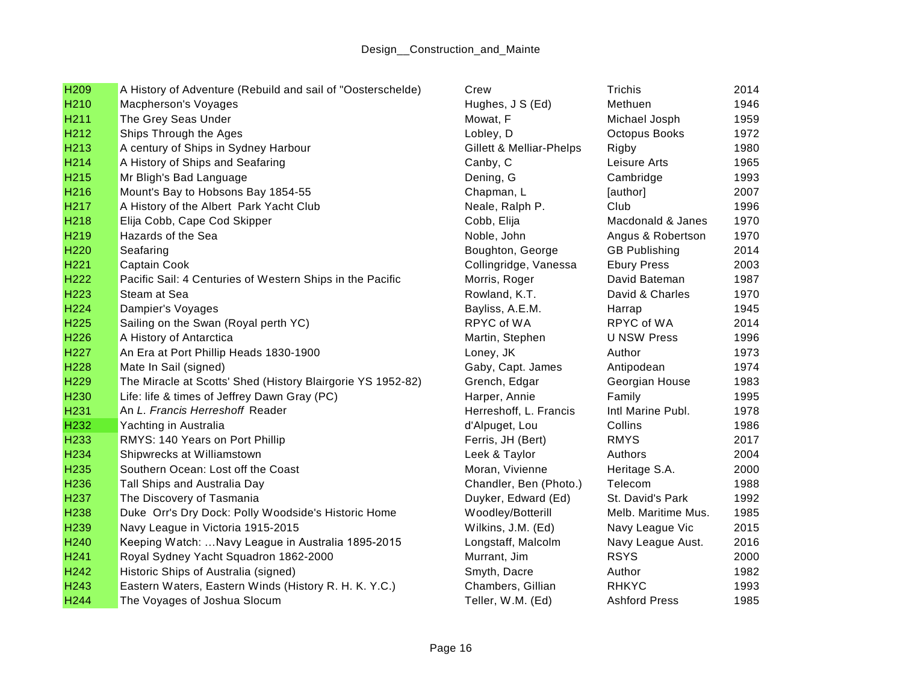| | | | | |
|---|---|---|---|---|
| H209 | A History of Adventure (Rebuild and sail of "Oosterschelde) | Crew | Trichis | 2014 |
| H210 | Macpherson's Voyages | Hughes, J S (Ed) | Methuen | 1946 |
| H211 | The Grey Seas Under | Mowat, F | Michael Josph | 1959 |
| H212 | Ships Through the Ages | Lobley, D | Octopus Books | 1972 |
| H213 | A century of Ships in Sydney Harbour | Gillett & Melliar-Phelps | Rigby | 1980 |
| H214 | A History of Ships and Seafaring | Canby, C | Leisure Arts | 1965 |
| H215 | Mr Bligh's Bad Language | Dening, G | Cambridge | 1993 |
| H216 | Mount's Bay to Hobsons Bay 1854-55 | Chapman, L | [author] | 2007 |
| H217 | A History of the Albert Park Yacht Club | Neale, Ralph P. | Club | 1996 |
| H218 | Elija Cobb, Cape Cod Skipper | Cobb, Elija | Macdonald & Janes | 1970 |
| H219 | Hazards of the Sea | Noble, John | Angus & Robertson | 1970 |
| H220 | Seafaring | Boughton, George | GB Publishing | 2014 |
| H221 | Captain Cook | Collingridge, Vanessa | Ebury Press | 2003 |
| H222 | Pacific Sail: 4 Centuries of Western Ships in the Pacific | Morris, Roger | David Bateman | 1987 |
| H223 | Steam at Sea | Rowland, K.T. | David & Charles | 1970 |
| H224 | Dampier's Voyages | Bayliss, A.E.M. | Harrap | 1945 |
| H225 | Sailing on the Swan (Royal perth YC) | RPYC of WA | RPYC of WA | 2014 |
| H226 | A History of Antarctica | Martin, Stephen | U NSW Press | 1996 |
| H227 | An Era at Port Phillip Heads 1830-1900 | Loney, JK | Author | 1973 |
| H228 | Mate In Sail (signed) | Gaby, Capt. James | Antipodean | 1974 |
| H229 | The Miracle at Scotts' Shed (History Blairgorie YS 1952-82) | Grench, Edgar | Georgian House | 1983 |
| H230 | Life: life & times of Jeffrey Dawn Gray (PC) | Harper, Annie | Family | 1995 |
| H231 | An *L. Francis Herreshoff* Reader | Herreshoff, L. Francis | Intl Marine Publ. | 1978 |
| H232 | Yachting in Australia | d'Alpuget, Lou | Collins | 1986 |
| H233 | RMYS: 140 Years on Port Phillip | Ferris, JH (Bert) | RMYS | 2017 |
| H234 | Shipwrecks at Williamstown | Leek & Taylor | Authors | 2004 |
| H235 | Southern Ocean: Lost off the Coast | Moran, Vivienne | Heritage S.A. | 2000 |
| H236 | Tall Ships and Australia Day | Chandler, Ben (Photo.) | Telecom | 1988 |
| H237 | The Discovery of Tasmania | Duyker, Edward (Ed) | St. David's Park | 1992 |
| H238 | Duke Orr's Dry Dock: Polly Woodside's Historic Home | Woodley/Botterill | Melb. Maritime Mus. | 1985 |
| H239 | Navy League in Victoria 1915-2015 | Wilkins, J.M. (Ed) | Navy League Vic | 2015 |
| H240 | Keeping Watch: ...Navy League in Australia 1895-2015 | Longstaff, Malcolm | Navy League Aust. | 2016 |
| H241 | Royal Sydney Yacht Squadron 1862-2000 | Murrant, Jim | RSYS | 2000 |
| H242 | Historic Ships of Australia (signed) | Smyth, Dacre | Author | 1982 |
| H243 | Eastern Waters, Eastern Winds (History R. H. K. Y.C.) | Chambers, Gillian | RHKYC | 1993 |
| H244 | The Voyages of Joshua Slocum | Teller, W.M. (Ed) | Ashford Press | 1985 |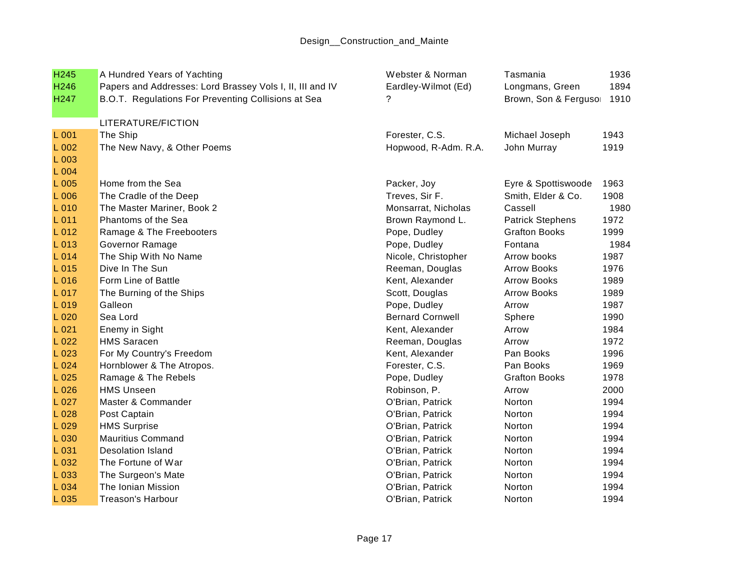| | | | | |
|---|---|---|---|---|
| H245 | A Hundred Years of Yachting | Webster & Norman | Tasmania | 1936 |
| H246 | Papers and Addresses: Lord Brassey Vols I, II, III and IV | Eardley-Wilmot (Ed) | Longmans, Green | 1894 |
| H247 | B.O.T. Regulations For Preventing Collisions at Sea | ? | Brown, Son & Ferguson | 1910 |
| | | | | |
| | LITERATURE/FICTION | | | |
| L 001 | The Ship | Forester, C.S. | Michael Joseph | 1943 |
| L 002 | The New Navy, & Other Poems | Hopwood, R-Adm. R.A. | John Murray | 1919 |
| L 003 | | | | |
| L 004 | | | | |
| L 005 | Home from the Sea | Packer, Joy | Eyre & Spottiswoode | 1963 |
| L 006 | The Cradle of the Deep | Treves, Sir F. | Smith, Elder & Co. | 1908 |
| L 010 | The Master Mariner, Book 2 | Monsarrat, Nicholas | Cassell | 1980 |
| L 011 | Phantoms of the Sea | Brown Raymond L. | Patrick Stephens | 1972 |
| L 012 | Ramage & The Freebooters | Pope, Dudley | Grafton Books | 1999 |
| L 013 | Governor Ramage | Pope, Dudley | Fontana | 1984 |
| L 014 | The Ship With No Name | Nicole, Christopher | Arrow books | 1987 |
| L 015 | Dive In The Sun | Reeman, Douglas | Arrow Books | 1976 |
| L 016 | Form Line of Battle | Kent, Alexander | Arrow Books | 1989 |
| L 017 | The Burning of the Ships | Scott, Douglas | Arrow Books | 1989 |
| L 019 | Galleon | Pope, Dudley | Arrow | 1987 |
| L 020 | Sea Lord | Bernard Cornwell | Sphere | 1990 |
| L 021 | Enemy in Sight | Kent, Alexander | Arrow | 1984 |
| L 022 | HMS Saracen | Reeman, Douglas | Arrow | 1972 |
| L 023 | For My Country's Freedom | Kent, Alexander | Pan Books | 1996 |
| L 024 | Hornblower & The Atropos. | Forester, C.S. | Pan Books | 1969 |
| L 025 | Ramage & The Rebels | Pope, Dudley | Grafton Books | 1978 |
| L 026 | HMS Unseen | Robinson, P. | Arrow | 2000 |
| L 027 | Master & Commander | O'Brian, Patrick | Norton | 1994 |
| L 028 | Post Captain | O'Brian, Patrick | Norton | 1994 |
| L 029 | HMS Surprise | O'Brian, Patrick | Norton | 1994 |
| L 030 | Mauritius Command | O'Brian, Patrick | Norton | 1994 |
| L 031 | Desolation Island | O'Brian, Patrick | Norton | 1994 |
| L 032 | The Fortune of War | O'Brian, Patrick | Norton | 1994 |
| L 033 | The Surgeon's Mate | O'Brian, Patrick | Norton | 1994 |
| L 034 | The Ionian Mission | O'Brian, Patrick | Norton | 1994 |
| L 035 | Treason's Harbour | O'Brian, Patrick | Norton | 1994 |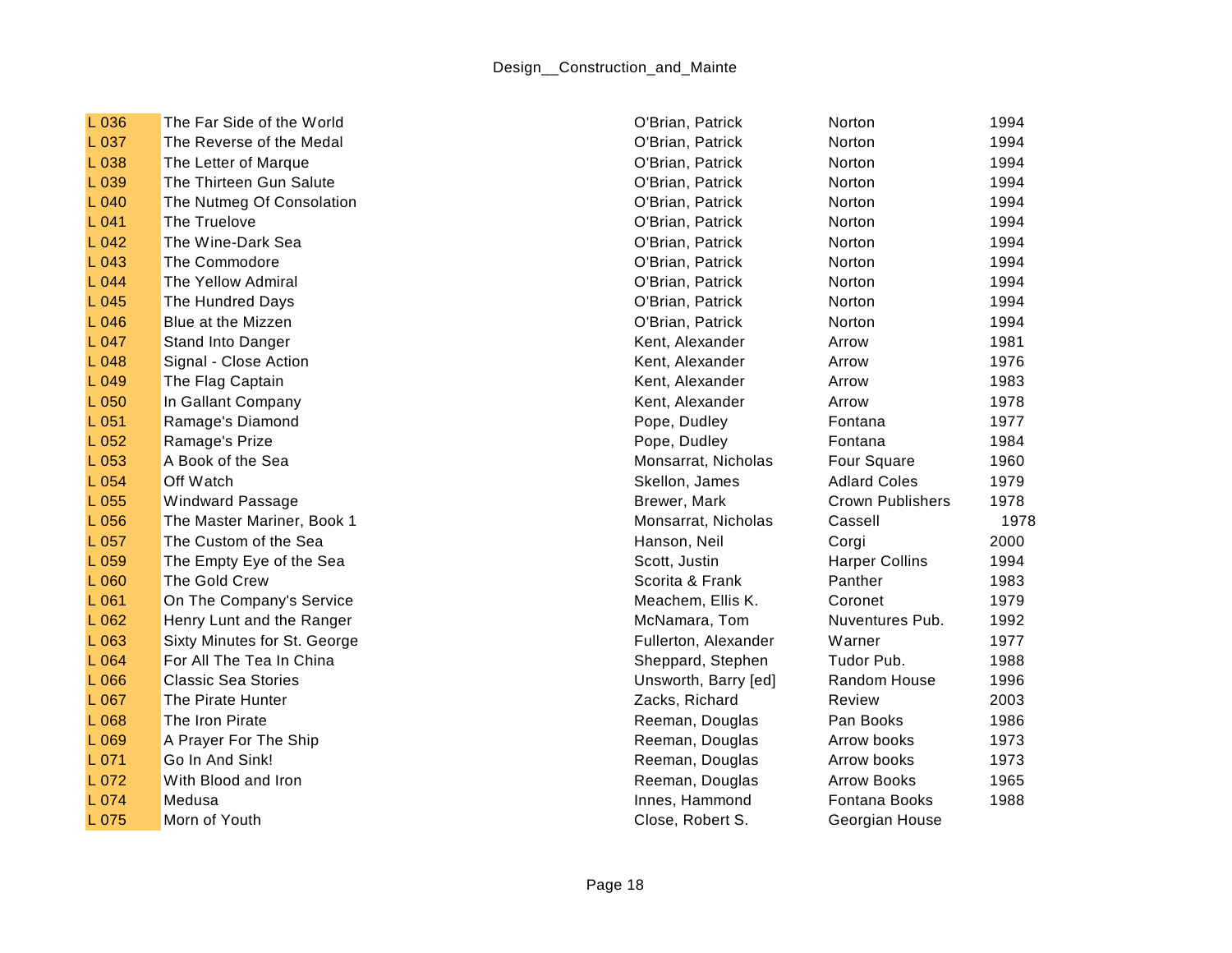| | | | | |
|---|---|---|---|---|
| L 036 | The Far Side of the World | O'Brian, Patrick | Norton | 1994 |
| L 037 | The Reverse of the Medal | O'Brian, Patrick | Norton | 1994 |
| L 038 | The Letter of Marque | O'Brian, Patrick | Norton | 1994 |
| L 039 | The Thirteen Gun Salute | O'Brian, Patrick | Norton | 1994 |
| L 040 | The Nutmeg Of Consolation | O'Brian, Patrick | Norton | 1994 |
| L 041 | The Truelove | O'Brian, Patrick | Norton | 1994 |
| L 042 | The Wine-Dark Sea | O'Brian, Patrick | Norton | 1994 |
| L 043 | The Commodore | O'Brian, Patrick | Norton | 1994 |
| L 044 | The Yellow Admiral | O'Brian, Patrick | Norton | 1994 |
| L 045 | The Hundred Days | O'Brian, Patrick | Norton | 1994 |
| L 046 | Blue at the Mizzen | O'Brian, Patrick | Norton | 1994 |
| L 047 | Stand Into Danger | Kent, Alexander | Arrow | 1981 |
| L 048 | Signal - Close Action | Kent, Alexander | Arrow | 1976 |
| L 049 | The Flag Captain | Kent, Alexander | Arrow | 1983 |
| L 050 | In Gallant Company | Kent, Alexander | Arrow | 1978 |
| L 051 | Ramage's Diamond | Pope, Dudley | Fontana | 1977 |
| L 052 | Ramage's Prize | Pope, Dudley | Fontana | 1984 |
| L 053 | A Book of the Sea | Monsarrat, Nicholas | Four Square | 1960 |
| L 054 | Off Watch | Skellon, James | Adlard Coles | 1979 |
| L 055 | Windward Passage | Brewer, Mark | Crown Publishers | 1978 |
| L 056 | The Master Mariner, Book 1 | Monsarrat, Nicholas | Cassell | 1978 |
| L 057 | The Custom of the Sea | Hanson, Neil | Corgi | 2000 |
| L 059 | The Empty Eye of the Sea | Scott, Justin | Harper Collins | 1994 |
| L 060 | The Gold Crew | Scorita & Frank | Panther | 1983 |
| L 061 | On The Company's Service | Meachem, Ellis K. | Coronet | 1979 |
| L 062 | Henry Lunt and the Ranger | McNamara, Tom | Nuventures Pub. | 1992 |
| L 063 | Sixty Minutes for St. George | Fullerton, Alexander | Warner | 1977 |
| L 064 | For All The Tea In China | Sheppard, Stephen | Tudor Pub. | 1988 |
| L 066 | Classic Sea Stories | Unsworth, Barry [ed] | Random House | 1996 |
| L 067 | The Pirate Hunter | Zacks, Richard | Review | 2003 |
| L 068 | The Iron Pirate | Reeman, Douglas | Pan Books | 1986 |
| L 069 | A Prayer For The Ship | Reeman, Douglas | Arrow books | 1973 |
| L 071 | Go In And Sink! | Reeman, Douglas | Arrow books | 1973 |
| L 072 | With Blood and Iron | Reeman, Douglas | Arrow Books | 1965 |
| L 074 | Medusa | Innes, Hammond | Fontana Books | 1988 |
| L 075 | Morn of Youth | Close, Robert S. | Georgian House | |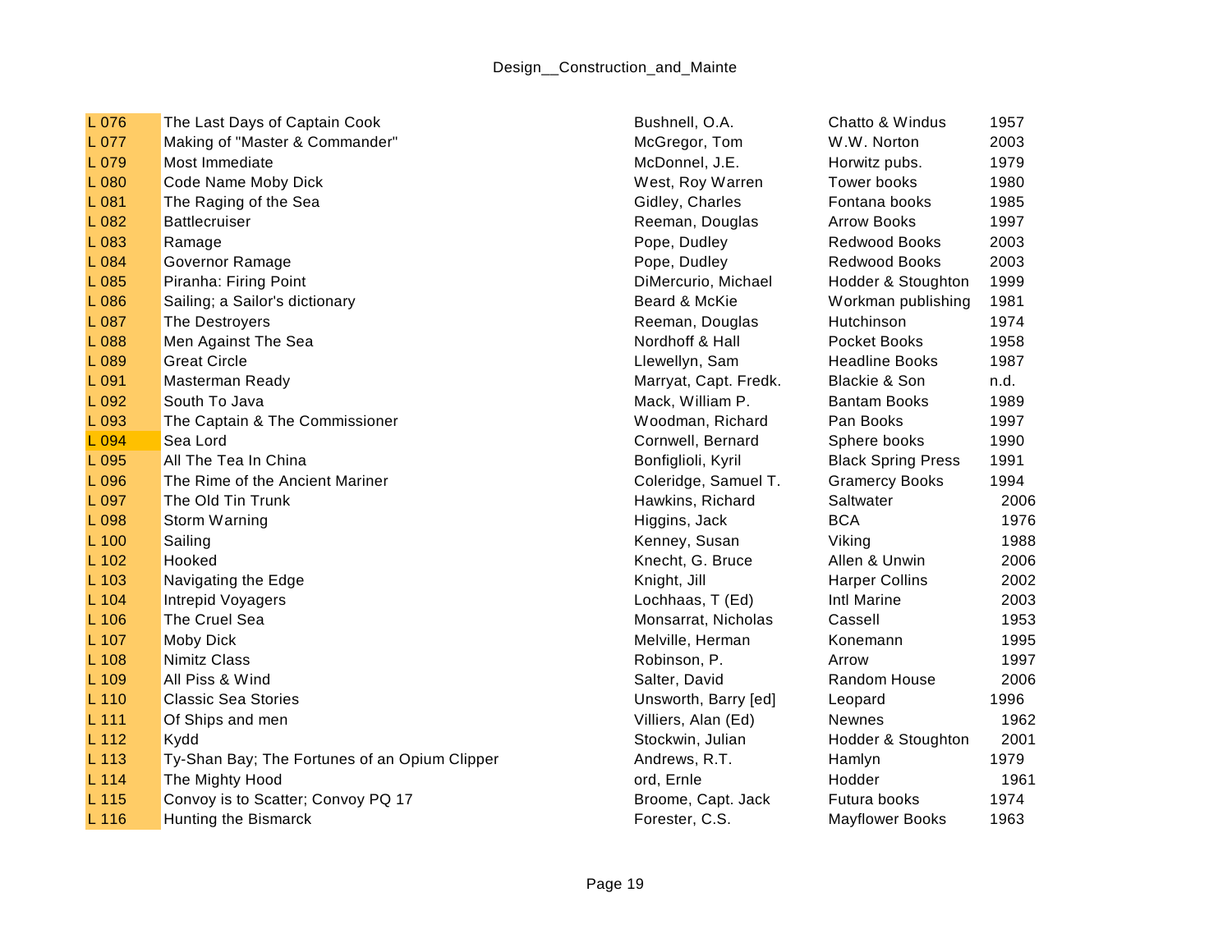| | | | | |
|---|---|---|---|---|
| L 076 | The Last Days of Captain Cook | Bushnell, O.A. | Chatto & Windus | 1957 |
| L 077 | Making of "Master & Commander" | McGregor, Tom | W.W. Norton | 2003 |
| L 079 | Most Immediate | McDonnel, J.E. | Horwitz pubs. | 1979 |
| L 080 | Code Name Moby Dick | West, Roy Warren | Tower books | 1980 |
| L 081 | The Raging of the Sea | Gidley, Charles | Fontana books | 1985 |
| L 082 | Battlecruiser | Reeman, Douglas | Arrow Books | 1997 |
| L 083 | Ramage | Pope, Dudley | Redwood Books | 2003 |
| L 084 | Governor Ramage | Pope, Dudley | Redwood Books | 2003 |
| L 085 | Piranha: Firing Point | DiMercurio, Michael | Hodder & Stoughton | 1999 |
| L 086 | Sailing; a Sailor's dictionary | Beard & McKie | Workman publishing | 1981 |
| L 087 | The Destroyers | Reeman, Douglas | Hutchinson | 1974 |
| L 088 | Men Against The Sea | Nordhoff & Hall | Pocket Books | 1958 |
| L 089 | Great Circle | Llewellyn, Sam | Headline Books | 1987 |
| L 091 | Masterman Ready | Marryat, Capt. Fredk. | Blackie & Son | n.d. |
| L 092 | South To Java | Mack, William P. | Bantam Books | 1989 |
| L 093 | The Captain & The Commissioner | Woodman, Richard | Pan Books | 1997 |
| L 094 | Sea Lord | Cornwell, Bernard | Sphere books | 1990 |
| L 095 | All The Tea In China | Bonfiglioli, Kyril | Black Spring Press | 1991 |
| L 096 | The Rime of the Ancient Mariner | Coleridge, Samuel T. | Gramercy Books | 1994 |
| L 097 | The Old Tin Trunk | Hawkins, Richard | Saltwater | 2006 |
| L 098 | Storm Warning | Higgins, Jack | BCA | 1976 |
| L 100 | Sailing | Kenney, Susan | Viking | 1988 |
| L 102 | Hooked | Knecht, G. Bruce | Allen & Unwin | 2006 |
| L 103 | Navigating the Edge | Knight, Jill | Harper Collins | 2002 |
| L 104 | Intrepid Voyagers | Lochhaas, T (Ed) | Intl Marine | 2003 |
| L 106 | The Cruel Sea | Monsarrat, Nicholas | Cassell | 1953 |
| L 107 | Moby Dick | Melville, Herman | Konemann | 1995 |
| L 108 | Nimitz Class | Robinson, P. | Arrow | 1997 |
| L 109 | All Piss & Wind | Salter, David | Random House | 2006 |
| L 110 | Classic Sea Stories | Unsworth, Barry [ed] | Leopard | 1996 |
| L 111 | Of Ships and men | Villiers, Alan (Ed) | Newnes | 1962 |
| L 112 | Kydd | Stockwin, Julian | Hodder & Stoughton | 2001 |
| L 113 | Ty-Shan Bay; The Fortunes of an Opium Clipper | Andrews, R.T. | Hamlyn | 1979 |
| L 114 | The Mighty Hood | ord, Ernle | Hodder | 1961 |
| L 115 | Convoy is to Scatter; Convoy PQ 17 | Broome, Capt. Jack | Futura books | 1974 |
| L 116 | Hunting the Bismarck | Forester, C.S. | Mayflower Books | 1963 |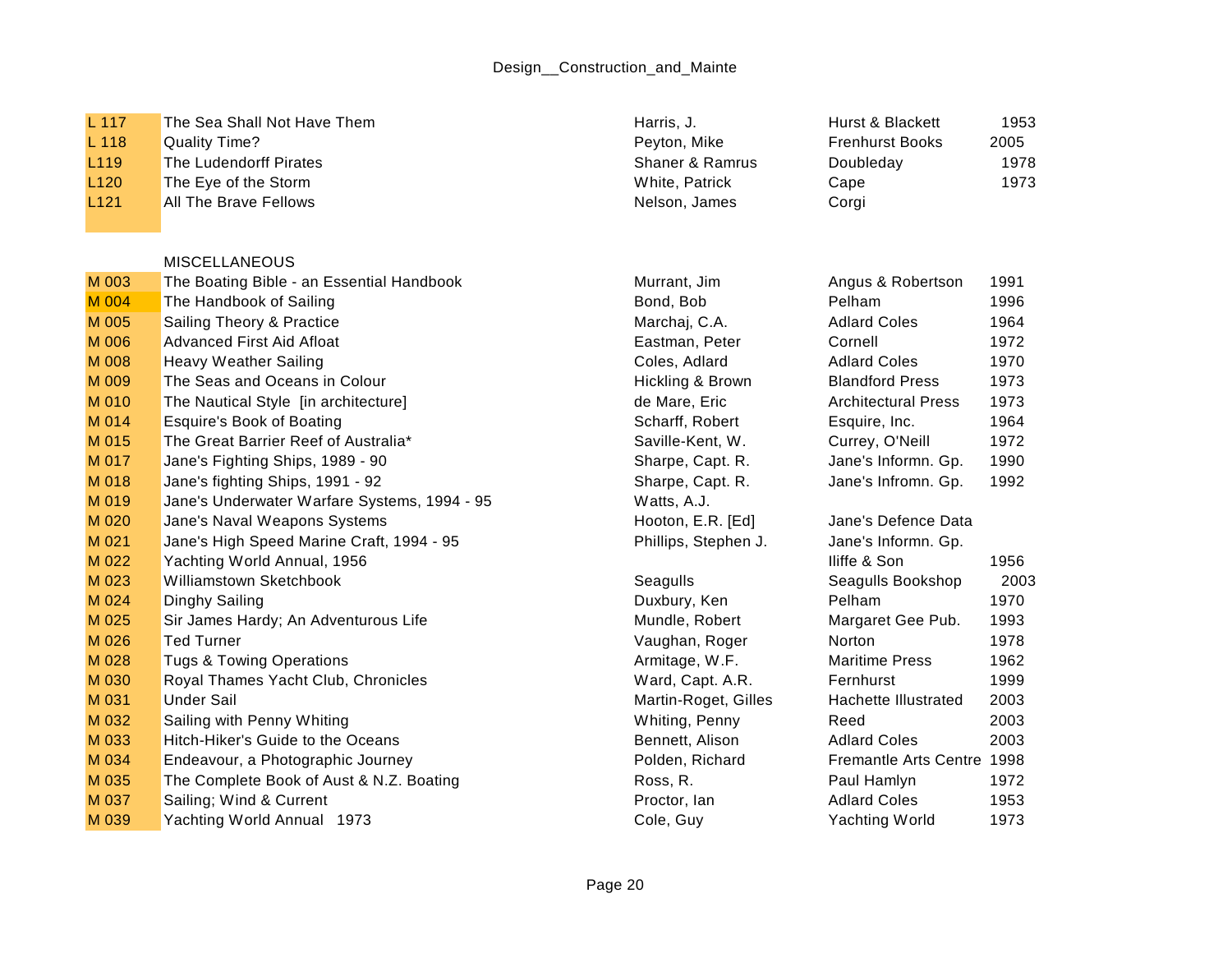| | | | | |
|---|---|---|---|---|
| L 117 | The Sea Shall Not Have Them | Harris, J. | Hurst & Blackett | 1953 |
| L 118 | Quality Time? | Peyton, Mike | Frenhurst Books | 2005 |
| L119 | The Ludendorff Pirates | Shaner & Ramrus | Doubleday | 1978 |
| L120 | The Eye of the Storm | White, Patrick | Cape | 1973 |
| L121 | All The Brave Fellows | Nelson, James | Corgi | |
| | | | | |
| | MISCELLANEOUS | | | |
| M 003 | The Boating Bible - an Essential Handbook | Murrant, Jim | Angus & Robertson | 1991 |
| M 004 | The Handbook of Sailing | Bond, Bob | Pelham | 1996 |
| M 005 | Sailing Theory & Practice | Marchaj, C.A. | Adlard Coles | 1964 |
| M 006 | Advanced First Aid Afloat | Eastman, Peter | Cornell | 1972 |
| M 008 | Heavy Weather Sailing | Coles, Adlard | Adlard Coles | 1970 |
| M 009 | The Seas and Oceans in Colour | Hickling & Brown | Blandford Press | 1973 |
| M 010 | The Nautical Style [in architecture] | de Mare, Eric | Architectural Press | 1973 |
| M 014 | Esquire's Book of Boating | Scharff, Robert | Esquire, Inc. | 1964 |
| M 015 | The Great Barrier Reef of Australia* | Saville-Kent, W. | Currey, O'Neill | 1972 |
| M 017 | Jane's Fighting Ships, 1989 - 90 | Sharpe, Capt. R. | Jane's Informn. Gp. | 1990 |
| M 018 | Jane's fighting Ships, 1991 - 92 | Sharpe, Capt. R. | Jane's Infromn. Gp. | 1992 |
| M 019 | Jane's Underwater Warfare Systems, 1994 - 95 | Watts, A.J. | | |
| M 020 | Jane's Naval Weapons Systems | Hooton, E.R. [Ed] | Jane's Defence Data | |
| M 021 | Jane's High Speed Marine Craft, 1994 - 95 | Phillips, Stephen J. | Jane's Informn. Gp. | |
| M 022 | Yachting World Annual, 1956 | | Iliffe & Son | 1956 |
| M 023 | Williamstown Sketchbook | Seagulls | Seagulls Bookshop | 2003 |
| M 024 | Dinghy Sailing | Duxbury, Ken | Pelham | 1970 |
| M 025 | Sir James Hardy; An Adventurous Life | Mundle, Robert | Margaret Gee Pub. | 1993 |
| M 026 | Ted Turner | Vaughan, Roger | Norton | 1978 |
| M 028 | Tugs & Towing Operations | Armitage, W.F. | Maritime Press | 1962 |
| M 030 | Royal Thames Yacht Club, Chronicles | Ward, Capt. A.R. | Fernhurst | 1999 |
| M 031 | Under Sail | Martin-Roget, Gilles | Hachette Illustrated | 2003 |
| M 032 | Sailing with Penny Whiting | Whiting, Penny | Reed | 2003 |
| M 033 | Hitch-Hiker's Guide to the Oceans | Bennett, Alison | Adlard Coles | 2003 |
| M 034 | Endeavour, a Photographic Journey | Polden, Richard | Fremantle Arts Centre | 1998 |
| M 035 | The Complete Book of Aust & N.Z. Boating | Ross, R. | Paul Hamlyn | 1972 |
| M 037 | Sailing; Wind & Current | Proctor, Ian | Adlard Coles | 1953 |
| M 039 | Yachting World Annual 1973 | Cole, Guy | Yachting World | 1973 |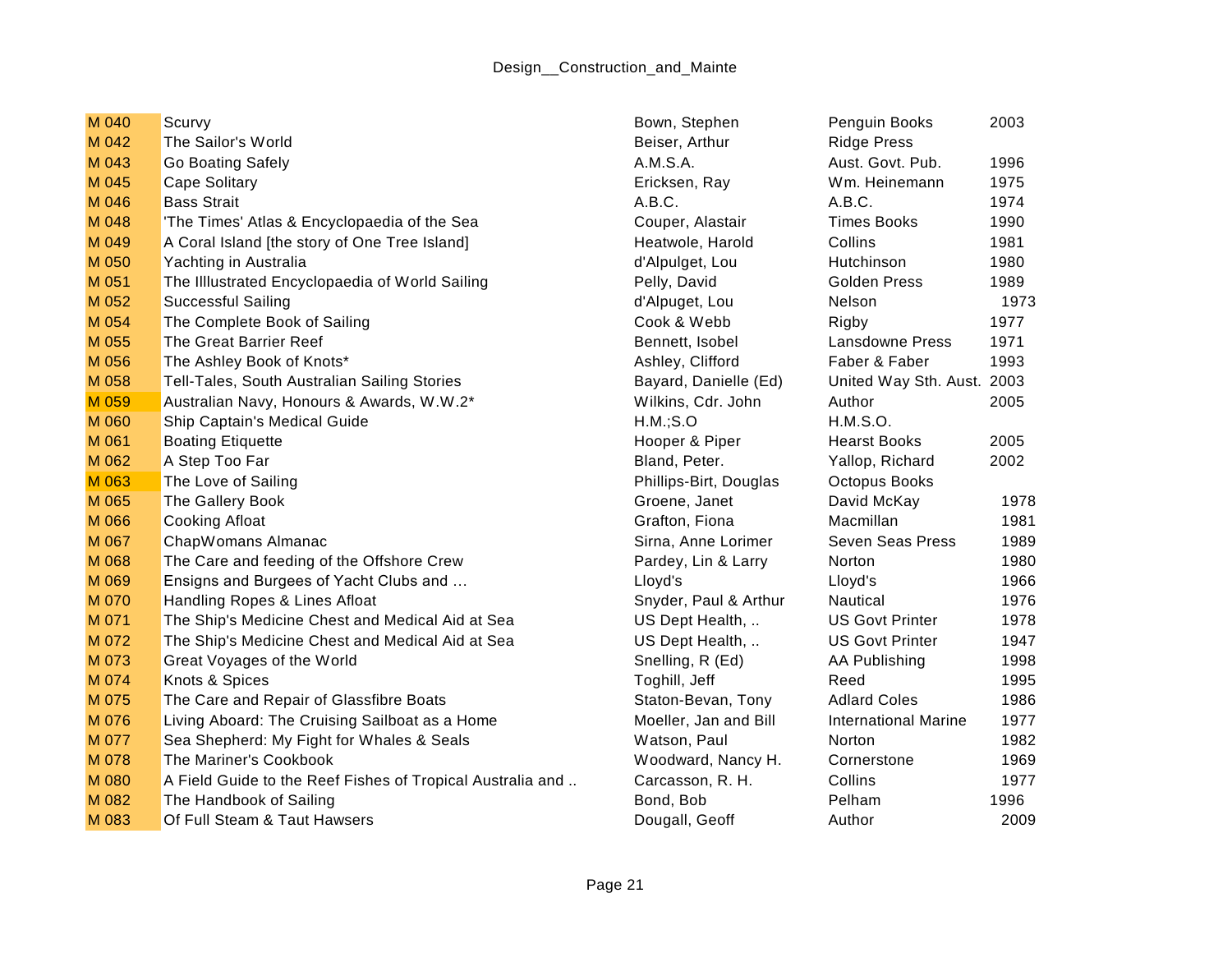| | | | | |
|---|---|---|---|---|
| M 040 | Scurvy | Bown, Stephen | Penguin Books | 2003 |
| M 042 | The Sailor's World | Beiser, Arthur | Ridge Press | |
| M 043 | Go Boating Safely | A.M.S.A. | Aust. Govt. Pub. | 1996 |
| M 045 | Cape Solitary | Ericksen, Ray | Wm. Heinemann | 1975 |
| M 046 | Bass Strait | A.B.C. | A.B.C. | 1974 |
| M 048 | 'The Times' Atlas & Encyclopaedia of the Sea | Couper, Alastair | Times Books | 1990 |
| M 049 | A Coral Island [the story of One Tree Island] | Heatwole, Harold | Collins | 1981 |
| M 050 | Yachting in Australia | d'Alpulget, Lou | Hutchinson | 1980 |
| M 051 | The Illlustrated Encyclopaedia of World Sailing | Pelly, David | Golden Press | 1989 |
| M 052 | Successful Sailing | d'Alpuget, Lou | Nelson | 1973 |
| M 054 | The Complete Book of Sailing | Cook & Webb | Rigby | 1977 |
| M 055 | The Great Barrier Reef | Bennett, Isobel | Lansdowne Press | 1971 |
| M 056 | The Ashley Book of Knots* | Ashley, Clifford | Faber & Faber | 1993 |
| M 058 | Tell-Tales, South Australian Sailing Stories | Bayard, Danielle (Ed) | United Way Sth. Aust. | 2003 |
| M 059 | Australian Navy, Honours & Awards, W.W.2* | Wilkins, Cdr. John | Author | 2005 |
| M 060 | Ship Captain's Medical Guide | H.M.;S.O | H.M.S.O. | |
| M 061 | Boating Etiquette | Hooper & Piper | Hearst Books | 2005 |
| M 062 | A Step Too Far | Bland, Peter. | Yallop, Richard | 2002 |
| M 063 | The Love of Sailing | Phillips-Birt, Douglas | Octopus Books | |
| M 065 | The Gallery Book | Groene, Janet | David McKay | 1978 |
| M 066 | Cooking Afloat | Grafton, Fiona | Macmillan | 1981 |
| M 067 | ChapWomans Almanac | Sirna, Anne Lorimer | Seven Seas Press | 1989 |
| M 068 | The Care and feeding of the Offshore Crew | Pardey, Lin & Larry | Norton | 1980 |
| M 069 | Ensigns and Burgees of Yacht Clubs and ... | Lloyd's | Lloyd's | 1966 |
| M 070 | Handling Ropes & Lines Afloat | Snyder, Paul & Arthur | Nautical | 1976 |
| M 071 | The Ship's Medicine Chest and Medical Aid at Sea | US Dept Health, .. | US Govt Printer | 1978 |
| M 072 | The Ship's Medicine Chest and Medical Aid at Sea | US Dept Health, .. | US Govt Printer | 1947 |
| M 073 | Great Voyages of the World | Snelling, R (Ed) | AA Publishing | 1998 |
| M 074 | Knots & Spices | Toghill, Jeff | Reed | 1995 |
| M 075 | The Care and Repair of Glassfibre Boats | Staton-Bevan, Tony | Adlard Coles | 1986 |
| M 076 | Living Aboard: The Cruising Sailboat as a Home | Moeller, Jan and Bill | International Marine | 1977 |
| M 077 | Sea Shepherd: My Fight for Whales & Seals | Watson, Paul | Norton | 1982 |
| M 078 | The Mariner's Cookbook | Woodward, Nancy H. | Cornerstone | 1969 |
| M 080 | A Field Guide to the Reef Fishes of Tropical Australia and .. | Carcasson, R. H. | Collins | 1977 |
| M 082 | The Handbook of Sailing | Bond, Bob | Pelham | 1996 |
| M 083 | Of Full Steam & Taut Hawsers | Dougall, Geoff | Author | 2009 |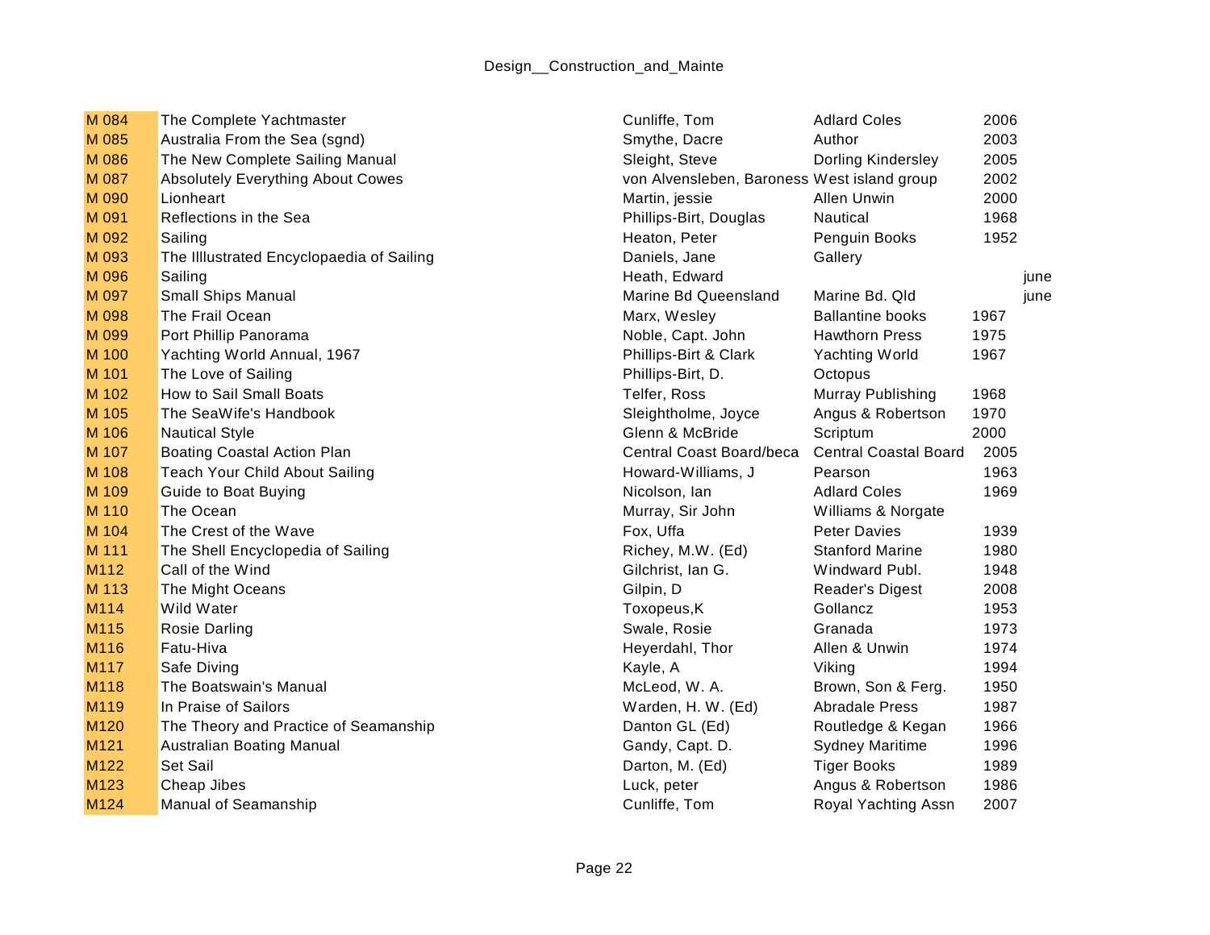| | | | | | |
|---|---|---|---|---|---|
| M 084 | The Complete Yachtmaster | Cunliffe, Tom | Adlard Coles | 2006 | |
| M 085 | Australia From the Sea (sgnd) | Smythe, Dacre | Author | 2003 | |
| M 086 | The New Complete Sailing Manual | Sleight, Steve | Dorling Kindersley | 2005 | |
| M 087 | Absolutely Everything About Cowes | von Alvensleben, Baroness | West island group | 2002 | |
| M 090 | Lionheart | Martin, jessie | Allen Unwin | 2000 | |
| M 091 | Reflections in the Sea | Phillips-Birt, Douglas | Nautical | 1968 | |
| M 092 | Sailing | Heaton, Peter | Penguin Books | 1952 | |
| M 093 | The Illlustrated Encyclopaedia of Sailing | Daniels, Jane | Gallery | | |
| M 096 | Sailing | Heath, Edward | | | june |
| M 097 | Small Ships Manual | Marine Bd Queensland | Marine Bd. Qld | | june |
| M 098 | The Frail Ocean | Marx, Wesley | Ballantine books | 1967 | |
| M 099 | Port Phillip Panorama | Noble, Capt. John | Hawthorn Press | 1975 | |
| M 100 | Yachting World Annual, 1967 | Phillips-Birt & Clark | Yachting World | 1967 | |
| M 101 | The Love of Sailing | Phillips-Birt, D. | Octopus | | |
| M 102 | How to Sail Small Boats | Telfer, Ross | Murray Publishing | 1968 | |
| M 105 | The SeaWife's Handbook | Sleightholme, Joyce | Angus & Robertson | 1970 | |
| M 106 | Nautical Style | Glenn & McBride | Scriptum | 2000 | |
| M 107 | Boating Coastal Action Plan | Central Coast Board/beca | Central Coastal Board | 2005 | |
| M 108 | Teach Your Child About Sailing | Howard-Williams, J | Pearson | 1963 | |
| M 109 | Guide to Boat Buying | Nicolson, Ian | Adlard Coles | 1969 | |
| M 110 | The Ocean | Murray, Sir John | Williams & Norgate | | |
| M 104 | The Crest of the Wave | Fox, Uffa | Peter Davies | 1939 | |
| M 111 | The Shell Encyclopedia of Sailing | Richey, M.W. (Ed) | Stanford Marine | 1980 | |
| M112 | Call of the Wind | Gilchrist, Ian G. | Windward Publ. | 1948 | |
| M 113 | The Might Oceans | Gilpin, D | Reader's Digest | 2008 | |
| M114 | Wild Water | Toxopeus,K | Gollancz | 1953 | |
| M115 | Rosie Darling | Swale, Rosie | Granada | 1973 | |
| M116 | Fatu-Hiva | Heyerdahl, Thor | Allen & Unwin | 1974 | |
| M117 | Safe Diving | Kayle, A | Viking | 1994 | |
| M118 | The Boatswain's Manual | McLeod, W. A. | Brown, Son & Ferg. | 1950 | |
| M119 | In Praise of Sailors | Warden, H. W. (Ed) | Abradale Press | 1987 | |
| M120 | The Theory and Practice of Seamanship | Danton GL (Ed) | Routledge & Kegan | 1966 | |
| M121 | Australian Boating Manual | Gandy, Capt. D. | Sydney Maritime | 1996 | |
| M122 | Set Sail | Darton, M. (Ed) | Tiger Books | 1989 | |
| M123 | Cheap Jibes | Luck, peter | Angus & Robertson | 1986 | |
| M124 | Manual of Seamanship | Cunliffe, Tom | Royal Yachting Assn | 2007 | |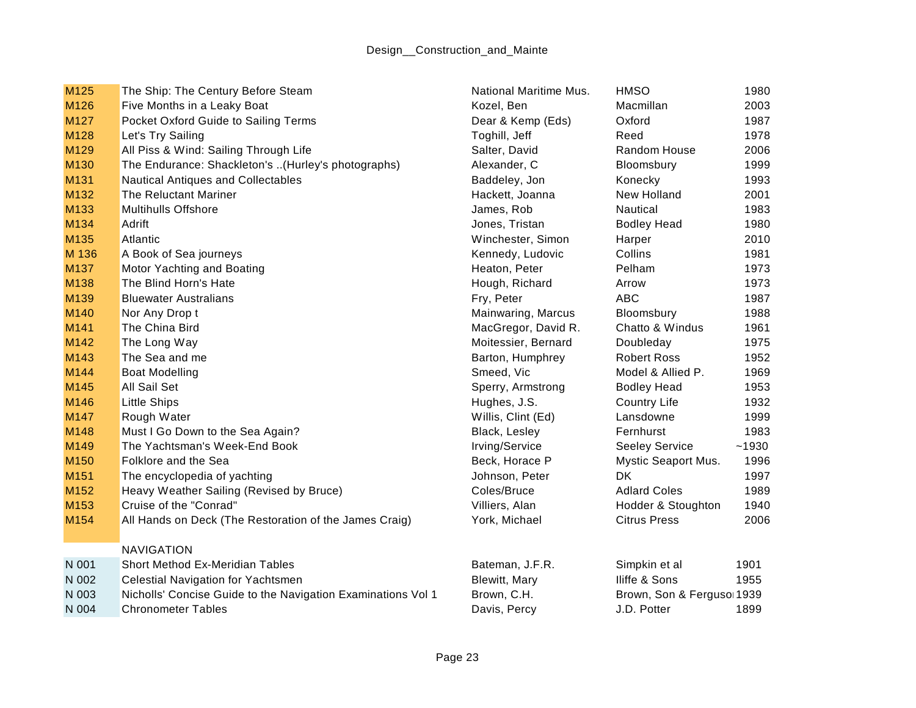| | | | | |
|---|---|---|---|---|
| M125 | The Ship: The Century Before Steam | National Maritime Mus. | HMSO | 1980 |
| M126 | Five Months in a Leaky Boat | Kozel, Ben | Macmillan | 2003 |
| M127 | Pocket Oxford Guide to Sailing Terms | Dear & Kemp (Eds) | Oxford | 1987 |
| M128 | Let's Try Sailing | Toghill, Jeff | Reed | 1978 |
| M129 | All Piss & Wind: Sailing Through Life | Salter, David | Random House | 2006 |
| M130 | The Endurance: Shackleton's ..(Hurley's photographs) | Alexander, C | Bloomsbury | 1999 |
| M131 | Nautical Antiques and Collectables | Baddeley, Jon | Konecky | 1993 |
| M132 | The Reluctant Mariner | Hackett, Joanna | New Holland | 2001 |
| M133 | Multihulls Offshore | James, Rob | Nautical | 1983 |
| M134 | Adrift | Jones, Tristan | Bodley Head | 1980 |
| M135 | Atlantic | Winchester, Simon | Harper | 2010 |
| M 136 | A Book of Sea journeys | Kennedy, Ludovic | Collins | 1981 |
| M137 | Motor Yachting and Boating | Heaton, Peter | Pelham | 1973 |
| M138 | The Blind Horn's Hate | Hough, Richard | Arrow | 1973 |
| M139 | Bluewater Australians | Fry, Peter | ABC | 1987 |
| M140 | Nor Any Drop t | Mainwaring, Marcus | Bloomsbury | 1988 |
| M141 | The China Bird | MacGregor, David R. | Chatto & Windus | 1961 |
| M142 | The Long Way | Moitessier, Bernard | Doubleday | 1975 |
| M143 | The Sea and me | Barton, Humphrey | Robert Ross | 1952 |
| M144 | Boat Modelling | Smeed, Vic | Model & Allied P. | 1969 |
| M145 | All Sail Set | Sperry, Armstrong | Bodley Head | 1953 |
| M146 | Little Ships | Hughes, J.S. | Country Life | 1932 |
| M147 | Rough Water | Willis, Clint (Ed) | Lansdowne | 1999 |
| M148 | Must I Go Down to the Sea Again? | Black, Lesley | Fernhurst | 1983 |
| M149 | The Yachtsman's Week-End Book | Irving/Service | Seeley Service | ~1930 |
| M150 | Folklore and the Sea | Beck, Horace P | Mystic Seaport Mus. | 1996 |
| M151 | The encyclopedia of yachting | Johnson, Peter | DK | 1997 |
| M152 | Heavy Weather Sailing (Revised by Bruce) | Coles/Bruce | Adlard Coles | 1989 |
| M153 | Cruise of the "Conrad" | Villiers, Alan | Hodder & Stoughton | 1940 |
| M154 | All Hands on Deck (The Restoration of the James Craig) | York, Michael | Citrus Press | 2006 |
| | | | | |
| | NAVIGATION | | | |
| N 001 | Short Method Ex-Meridian Tables | Bateman, J.F.R. | Simpkin et al | 1901 |
| N 002 | Celestial Navigation for Yachtsmen | Blewitt, Mary | Iliffe & Sons | 1955 |
| N 003 | Nicholls' Concise Guide to the Navigation Examinations Vol 1 | Brown, C.H. | Brown, Son & Ferguson | 1939 |
| N 004 | Chronometer Tables | Davis, Percy | J.D. Potter | 1899 |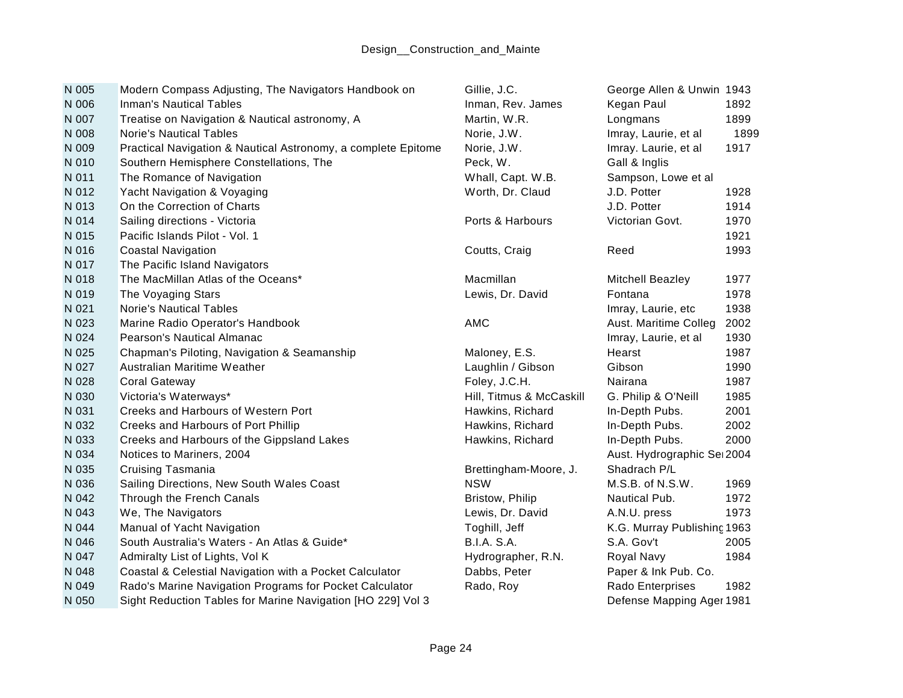| | | | | |
|---|---|---|---|---|
| N 005 | Modern Compass Adjusting, The Navigators Handbook on | Gillie, J.C. | George Allen & Unwin | 1943 |
| N 006 | Inman's Nautical Tables | Inman, Rev. James | Kegan Paul | 1892 |
| N 007 | Treatise on Navigation & Nautical astronomy, A | Martin, W.R. | Longmans | 1899 |
| N 008 | Norie's Nautical Tables | Norie, J.W. | Imray, Laurie, et al | 1899 |
| N 009 | Practical Navigation & Nautical Astronomy, a complete Epitome | Norie, J.W. | Imray. Laurie, et al | 1917 |
| N 010 | Southern Hemisphere Constellations, The | Peck, W. | Gall & Inglis | |
| N 011 | The Romance of Navigation | Whall, Capt. W.B. | Sampson, Lowe et al | |
| N 012 | Yacht Navigation & Voyaging | Worth, Dr. Claud | J.D. Potter | 1928 |
| N 013 | On the Correction of Charts | | J.D. Potter | 1914 |
| N 014 | Sailing directions - Victoria | Ports & Harbours | Victorian Govt. | 1970 |
| N 015 | Pacific Islands Pilot - Vol. 1 | | | 1921 |
| N 016 | Coastal Navigation | Coutts, Craig | Reed | 1993 |
| N 017 | The Pacific Island Navigators | | | |
| N 018 | The MacMillan Atlas of the Oceans* | Macmillan | Mitchell Beazley | 1977 |
| N 019 | The Voyaging Stars | Lewis, Dr. David | Fontana | 1978 |
| N 021 | Norie's Nautical Tables | | Imray, Laurie, etc | 1938 |
| N 023 | Marine Radio Operator's Handbook | AMC | Aust. Maritime Colleg | 2002 |
| N 024 | Pearson's Nautical Almanac | | Imray, Laurie, et al | 1930 |
| N 025 | Chapman's Piloting, Navigation & Seamanship | Maloney, E.S. | Hearst | 1987 |
| N 027 | Australian Maritime Weather | Laughlin / Gibson | Gibson | 1990 |
| N 028 | Coral Gateway | Foley, J.C.H. | Nairana | 1987 |
| N 030 | Victoria's Waterways* | Hill, Titmus & McCaskill | G. Philip & O'Neill | 1985 |
| N 031 | Creeks and Harbours of Western Port | Hawkins, Richard | In-Depth Pubs. | 2001 |
| N 032 | Creeks and Harbours of Port Phillip | Hawkins, Richard | In-Depth Pubs. | 2002 |
| N 033 | Creeks and Harbours of the Gippsland Lakes | Hawkins, Richard | In-Depth Pubs. | 2000 |
| N 034 | Notices to Mariners, 2004 | | Aust. Hydrographic Se | 2004 |
| N 035 | Cruising Tasmania | Brettingham-Moore, J. | Shadrach P/L | |
| N 036 | Sailing Directions, New South Wales Coast | NSW | M.S.B. of N.S.W. | 1969 |
| N 042 | Through the French Canals | Bristow, Philip | Nautical Pub. | 1972 |
| N 043 | We, The Navigators | Lewis, Dr. David | A.N.U. press | 1973 |
| N 044 | Manual of Yacht Navigation | Toghill, Jeff | K.G. Murray Publishing | 1963 |
| N 046 | South Australia's Waters - An Atlas & Guide* | B.I.A. S.A. | S.A. Gov't | 2005 |
| N 047 | Admiralty List of Lights, Vol K | Hydrographer, R.N. | Royal Navy | 1984 |
| N 048 | Coastal & Celestial Navigation with a Pocket Calculator | Dabbs, Peter | Paper & Ink Pub. Co. | |
| N 049 | Rado's Marine Navigation Programs for Pocket Calculator | Rado, Roy | Rado Enterprises | 1982 |
| N 050 | Sight Reduction Tables for Marine Navigation [HO 229] Vol 3 | | Defense Mapping Ager | 1981 |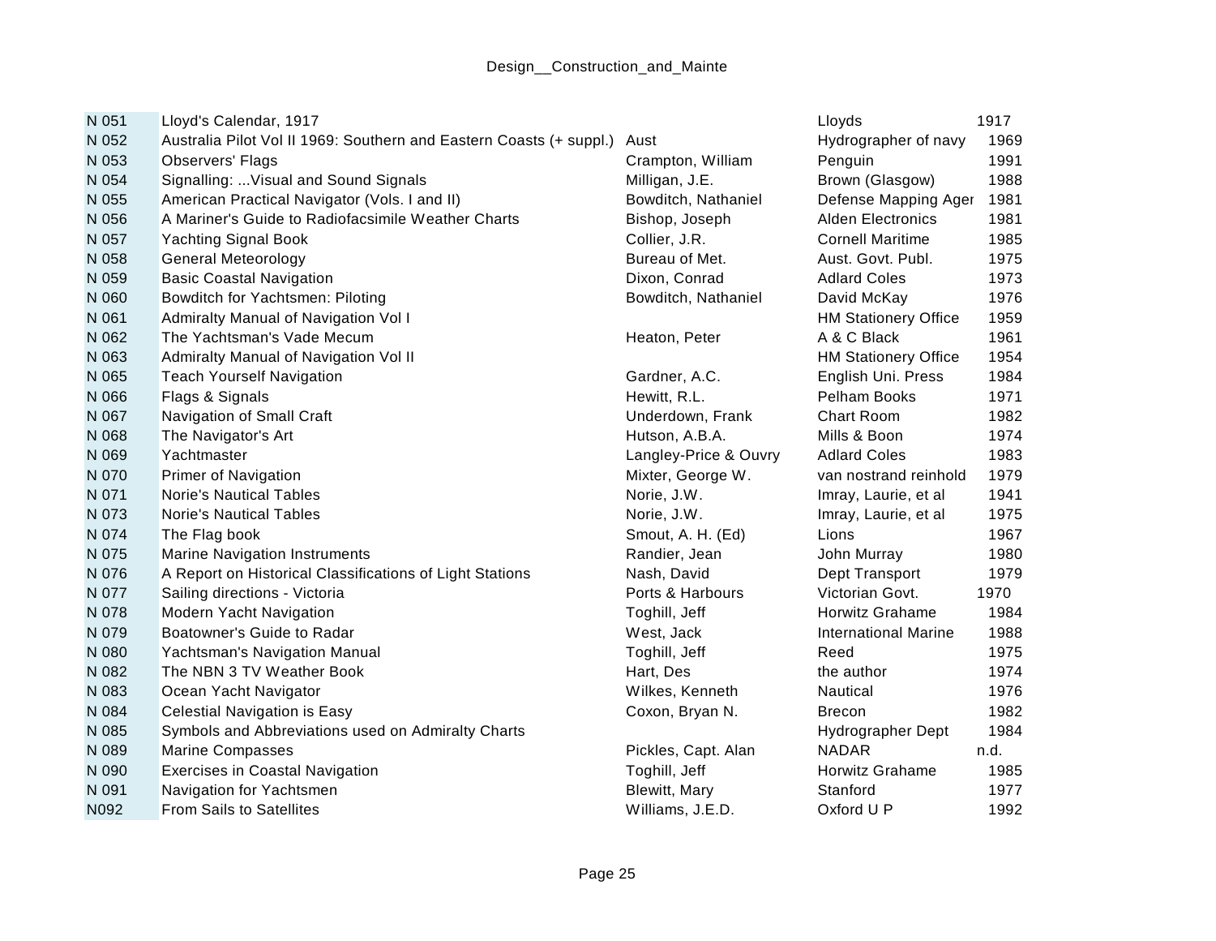| | | | | |
|---|---|---|---|---|
| N 051 | Lloyd's Calendar, 1917 | | Lloyds | 1917 |
| N 052 | Australia Pilot Vol II 1969: Southern and Eastern Coasts (+ suppl.) | Aust | Hydrographer of navy | 1969 |
| N 053 | Observers' Flags | Crampton, William | Penguin | 1991 |
| N 054 | Signalling: ...Visual and Sound Signals | Milligan, J.E. | Brown (Glasgow) | 1988 |
| N 055 | American Practical Navigator (Vols. I and II) | Bowditch, Nathaniel | Defense Mapping Ager | 1981 |
| N 056 | A Mariner's Guide to Radiofacsimile Weather Charts | Bishop, Joseph | Alden Electronics | 1981 |
| N 057 | Yachting Signal Book | Collier, J.R. | Cornell Maritime | 1985 |
| N 058 | General Meteorology | Bureau of Met. | Aust. Govt. Publ. | 1975 |
| N 059 | Basic Coastal Navigation | Dixon, Conrad | Adlard Coles | 1973 |
| N 060 | Bowditch for Yachtsmen: Piloting | Bowditch, Nathaniel | David McKay | 1976 |
| N 061 | Admiralty Manual of Navigation Vol I | | HM Stationery Office | 1959 |
| N 062 | The Yachtsman's Vade Mecum | Heaton, Peter | A & C Black | 1961 |
| N 063 | Admiralty Manual of Navigation Vol II | | HM Stationery Office | 1954 |
| N 065 | Teach Yourself Navigation | Gardner, A.C. | English Uni. Press | 1984 |
| N 066 | Flags & Signals | Hewitt, R.L. | Pelham Books | 1971 |
| N 067 | Navigation of Small Craft | Underdown, Frank | Chart Room | 1982 |
| N 068 | The Navigator's Art | Hutson, A.B.A. | Mills & Boon | 1974 |
| N 069 | Yachtmaster | Langley-Price & Ouvry | Adlard Coles | 1983 |
| N 070 | Primer of Navigation | Mixter, George W. | van nostrand reinhold | 1979 |
| N 071 | Norie's Nautical Tables | Norie, J.W. | Imray, Laurie, et al | 1941 |
| N 073 | Norie's Nautical Tables | Norie, J.W. | Imray, Laurie, et al | 1975 |
| N 074 | The Flag book | Smout, A. H. (Ed) | Lions | 1967 |
| N 075 | Marine Navigation Instruments | Randier, Jean | John Murray | 1980 |
| N 076 | A Report on Historical Classifications of Light Stations | Nash, David | Dept Transport | 1979 |
| N 077 | Sailing directions - Victoria | Ports & Harbours | Victorian Govt. | 1970 |
| N 078 | Modern Yacht Navigation | Toghill, Jeff | Horwitz Grahame | 1984 |
| N 079 | Boatowner's Guide to Radar | West, Jack | International Marine | 1988 |
| N 080 | Yachtsman's Navigation Manual | Toghill, Jeff | Reed | 1975 |
| N 082 | The NBN 3 TV Weather Book | Hart, Des | the author | 1974 |
| N 083 | Ocean Yacht Navigator | Wilkes, Kenneth | Nautical | 1976 |
| N 084 | Celestial Navigation is Easy | Coxon, Bryan N. | Brecon | 1982 |
| N 085 | Symbols and Abbreviations used on Admiralty Charts | | Hydrographer Dept | 1984 |
| N 089 | Marine Compasses | Pickles, Capt. Alan | NADAR | n.d. |
| N 090 | Exercises in Coastal Navigation | Toghill, Jeff | Horwitz Grahame | 1985 |
| N 091 | Navigation for Yachtsmen | Blewitt, Mary | Stanford | 1977 |
| N092 | From Sails to Satellites | Williams, J.E.D. | Oxford U P | 1992 |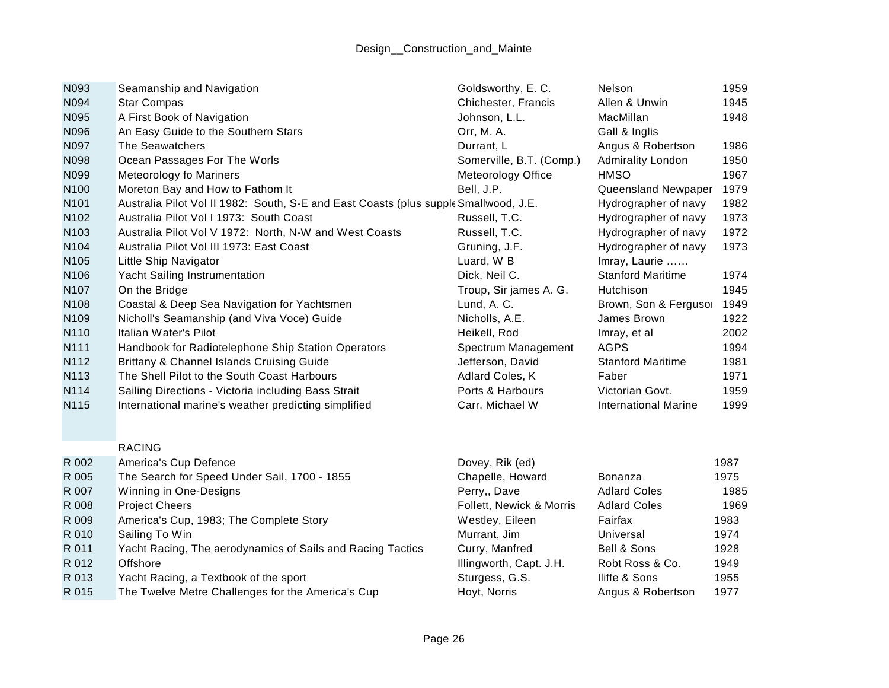| | | | | |
|---|---|---|---|---|
| N093 | Seamanship and Navigation | Goldsworthy, E. C. | Nelson | 1959 |
| N094 | Star Compas | Chichester, Francis | Allen & Unwin | 1945 |
| N095 | A First Book of Navigation | Johnson, L.L. | MacMillan | 1948 |
| N096 | An Easy Guide to the Southern Stars | Orr, M. A. | Gall & Inglis | |
| N097 | The Seawatchers | Durrant, L | Angus & Robertson | 1986 |
| N098 | Ocean Passages For The Worls | Somerville, B.T. (Comp.) | Admirality London | 1950 |
| N099 | Meteorology fo Mariners | Meteorology Office | HMSO | 1967 |
| N100 | Moreton Bay and How to Fathom It | Bell, J.P. | Queensland Newpaper | 1979 |
| N101 | Australia Pilot Vol II 1982: South, S-E and East Coasts (plus supple | Smallwood, J.E. | Hydrographer of navy | 1982 |
| N102 | Australia Pilot Vol I 1973: South Coast | Russell, T.C. | Hydrographer of navy | 1973 |
| N103 | Australia Pilot Vol V 1972: North, N-W and West Coasts | Russell, T.C. | Hydrographer of navy | 1972 |
| N104 | Australia Pilot Vol III 1973: East Coast | Gruning, J.F. | Hydrographer of navy | 1973 |
| N105 | Little Ship Navigator | Luard, W B | Imray, Laurie …… | |
| N106 | Yacht Sailing Instrumentation | Dick, Neil C. | Stanford Maritime | 1974 |
| N107 | On the Bridge | Troup, Sir james A. G. | Hutchison | 1945 |
| N108 | Coastal & Deep Sea Navigation for Yachtsmen | Lund, A. C. | Brown, Son & Fergusoı | 1949 |
| N109 | Nicholl's Seamanship (and Viva Voce) Guide | Nicholls, A.E. | James Brown | 1922 |
| N110 | Italian Water's Pilot | Heikell, Rod | Imray, et al | 2002 |
| N111 | Handbook for Radiotelephone Ship Station Operators | Spectrum Management | AGPS | 1994 |
| N112 | Brittany & Channel Islands Cruising Guide | Jefferson, David | Stanford Maritime | 1981 |
| N113 | The Shell Pilot to the South Coast Harbours | Adlard Coles, K | Faber | 1971 |
| N114 | Sailing Directions - Victoria including Bass Strait | Ports & Harbours | Victorian Govt. | 1959 |
| N115 | International marine's weather predicting simplified | Carr, Michael W | International Marine | 1999 |
| | | | | |
| | RACING | | | |
| R 002 | America's Cup Defence | Dovey, Rik (ed) | | 1987 |
| R 005 | The Search for Speed Under Sail, 1700 - 1855 | Chapelle, Howard | Bonanza | 1975 |
| R 007 | Winning in One-Designs | Perry,, Dave | Adlard Coles | 1985 |
| R 008 | Project Cheers | Follett, Newick & Morris | Adlard Coles | 1969 |
| R 009 | America's Cup, 1983; The Complete Story | Westley, Eileen | Fairfax | 1983 |
| R 010 | Sailing To Win | Murrant, Jim | Universal | 1974 |
| R 011 | Yacht Racing, The aerodynamics of Sails and Racing Tactics | Curry, Manfred | Bell & Sons | 1928 |
| R 012 | Offshore | Illingworth, Capt. J.H. | Robt Ross & Co. | 1949 |
| R 013 | Yacht Racing, a Textbook of the sport | Sturgess, G.S. | Iliffe & Sons | 1955 |
| R 015 | The Twelve Metre Challenges for the America's Cup | Hoyt, Norris | Angus & Robertson | 1977 |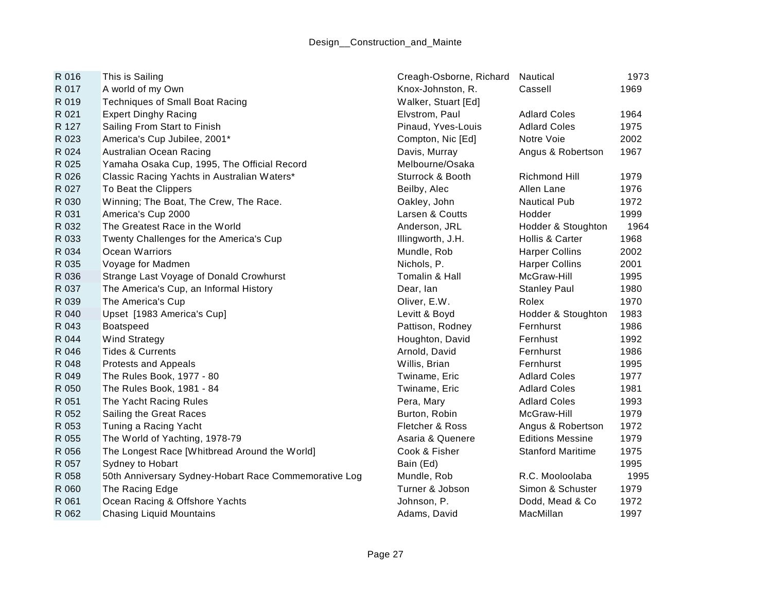| | | | | |
|---|---|---|---|---|
| R 016 | This is Sailing | Creagh-Osborne, Richard | Nautical | 1973 |
| R 017 | A world of my Own | Knox-Johnston, R. | Cassell | 1969 |
| R 019 | Techniques of Small Boat Racing | Walker, Stuart [Ed] | | |
| R 021 | Expert Dinghy Racing | Elvstrom, Paul | Adlard Coles | 1964 |
| R 127 | Sailing From Start to Finish | Pinaud, Yves-Louis | Adlard Coles | 1975 |
| R 023 | America's Cup Jubilee, 2001* | Compton, Nic [Ed] | Notre Voie | 2002 |
| R 024 | Australian Ocean Racing | Davis, Murray | Angus & Robertson | 1967 |
| R 025 | Yamaha Osaka Cup, 1995, The Official Record | Melbourne/Osaka | | |
| R 026 | Classic Racing Yachts in Australian Waters* | Sturrock & Booth | Richmond Hill | 1979 |
| R 027 | To Beat the Clippers | Beilby, Alec | Allen Lane | 1976 |
| R 030 | Winning; The Boat, The Crew, The Race. | Oakley, John | Nautical Pub | 1972 |
| R 031 | America's Cup 2000 | Larsen & Coutts | Hodder | 1999 |
| R 032 | The Greatest Race in the World | Anderson, JRL | Hodder & Stoughton | 1964 |
| R 033 | Twenty Challenges for the America's Cup | Illingworth, J.H. | Hollis & Carter | 1968 |
| R 034 | Ocean Warriors | Mundle, Rob | Harper Collins | 2002 |
| R 035 | Voyage for Madmen | Nichols, P. | Harper Collins | 2001 |
| R 036 | Strange Last Voyage of Donald Crowhurst | Tomalin & Hall | McGraw-Hill | 1995 |
| R 037 | The America's Cup, an Informal History | Dear, Ian | Stanley Paul | 1980 |
| R 039 | The America's Cup | Oliver, E.W. | Rolex | 1970 |
| R 040 | Upset [1983 America's Cup] | Levitt & Boyd | Hodder & Stoughton | 1983 |
| R 043 | Boatspeed | Pattison, Rodney | Fernhurst | 1986 |
| R 044 | Wind Strategy | Houghton, David | Fernhust | 1992 |
| R 046 | Tides & Currents | Arnold, David | Fernhurst | 1986 |
| R 048 | Protests and Appeals | Willis, Brian | Fernhurst | 1995 |
| R 049 | The Rules Book, 1977 - 80 | Twiname, Eric | Adlard Coles | 1977 |
| R 050 | The Rules Book, 1981 - 84 | Twiname, Eric | Adlard Coles | 1981 |
| R 051 | The Yacht Racing Rules | Pera, Mary | Adlard Coles | 1993 |
| R 052 | Sailing the Great Races | Burton, Robin | McGraw-Hill | 1979 |
| R 053 | Tuning a Racing Yacht | Fletcher & Ross | Angus & Robertson | 1972 |
| R 055 | The World of Yachting, 1978-79 | Asaria & Quenere | Editions Messine | 1979 |
| R 056 | The Longest Race [Whitbread Around the World] | Cook & Fisher | Stanford Maritime | 1975 |
| R 057 | Sydney to Hobart | Bain (Ed) | | 1995 |
| R 058 | 50th Anniversary Sydney-Hobart Race Commemorative Log | Mundle, Rob | R.C. Mooloolaba | 1995 |
| R 060 | The Racing Edge | Turner & Jobson | Simon & Schuster | 1979 |
| R 061 | Ocean Racing & Offshore Yachts | Johnson, P. | Dodd, Mead & Co | 1972 |
| R 062 | Chasing Liquid Mountains | Adams, David | MacMillan | 1997 |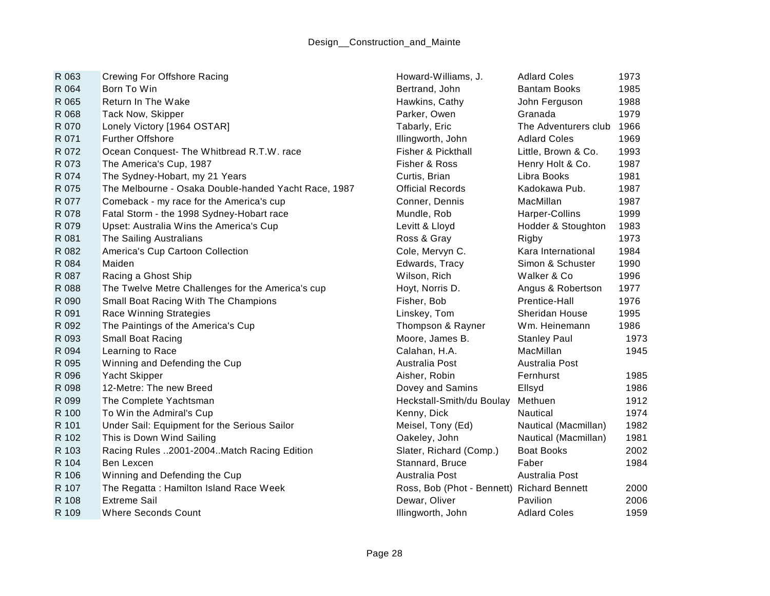| R 063 | Crewing For Offshore Racing | Howard-Williams, J. | Adlard Coles | 1973 |
|---|---|---|---|---|
| R 064 | Born To Win | Bertrand, John | Bantam Books | 1985 |
| R 065 | Return In The Wake | Hawkins, Cathy | John Ferguson | 1988 |
| R 068 | Tack Now, Skipper | Parker, Owen | Granada | 1979 |
| R 070 | Lonely Victory [1964 OSTAR] | Tabarly, Eric | The Adventurers club | 1966 |
| R 071 | Further Offshore | Illingworth, John | Adlard Coles | 1969 |
| R 072 | Ocean Conquest- The Whitbread R.T.W. race | Fisher & Pickthall | Little, Brown & Co. | 1993 |
| R 073 | The America's Cup, 1987 | Fisher & Ross | Henry Holt & Co. | 1987 |
| R 074 | The Sydney-Hobart, my 21 Years | Curtis, Brian | Libra Books | 1981 |
| R 075 | The Melbourne - Osaka Double-handed Yacht Race, 1987 | Official Records | Kadokawa Pub. | 1987 |
| R 077 | Comeback - my race for the America's cup | Conner, Dennis | MacMillan | 1987 |
| R 078 | Fatal Storm - the 1998 Sydney-Hobart race | Mundle, Rob | Harper-Collins | 1999 |
| R 079 | Upset: Australia Wins the America's Cup | Levitt & Lloyd | Hodder & Stoughton | 1983 |
| R 081 | The Sailing Australians | Ross & Gray | Rigby | 1973 |
| R 082 | America's Cup Cartoon Collection | Cole, Mervyn C. | Kara International | 1984 |
| R 084 | Maiden | Edwards, Tracy | Simon & Schuster | 1990 |
| R 087 | Racing a Ghost Ship | Wilson, Rich | Walker & Co | 1996 |
| R 088 | The Twelve Metre Challenges for the America's cup | Hoyt, Norris D. | Angus & Robertson | 1977 |
| R 090 | Small Boat Racing With The Champions | Fisher, Bob | Prentice-Hall | 1976 |
| R 091 | Race Winning Strategies | Linskey, Tom | Sheridan House | 1995 |
| R 092 | The Paintings of the America's Cup | Thompson & Rayner | Wm. Heinemann | 1986 |
| R 093 | Small Boat Racing | Moore, James B. | Stanley Paul | 1973 |
| R 094 | Learning to Race | Calahan, H.A. | MacMillan | 1945 |
| R 095 | Winning and Defending the Cup | Australia Post | Australia Post | |
| R 096 | Yacht Skipper | Aisher, Robin | Fernhurst | 1985 |
| R 098 | 12-Metre: The new Breed | Dovey and Samins | Ellsyd | 1986 |
| R 099 | The Complete Yachtsman | Heckstall-Smith/du Boulay | Methuen | 1912 |
| R 100 | To Win the Admiral's Cup | Kenny, Dick | Nautical | 1974 |
| R 101 | Under Sail: Equipment for the Serious Sailor | Meisel, Tony (Ed) | Nautical (Macmillan) | 1982 |
| R 102 | This is Down Wind Sailing | Oakeley, John | Nautical (Macmillan) | 1981 |
| R 103 | Racing Rules ..2001-2004..Match Racing Edition | Slater, Richard (Comp.) | Boat Books | 2002 |
| R 104 | Ben Lexcen | Stannard, Bruce | Faber | 1984 |
| R 106 | Winning and Defending the Cup | Australia Post | Australia Post | |
| R 107 | The Regatta : Hamilton Island Race Week | Ross, Bob (Phot - Bennett) | Richard Bennett | 2000 |
| R 108 | Extreme Sail | Dewar, Oliver | Pavilion | 2006 |
| R 109 | Where Seconds Count | Illingworth, John | Adlard Coles | 1959 |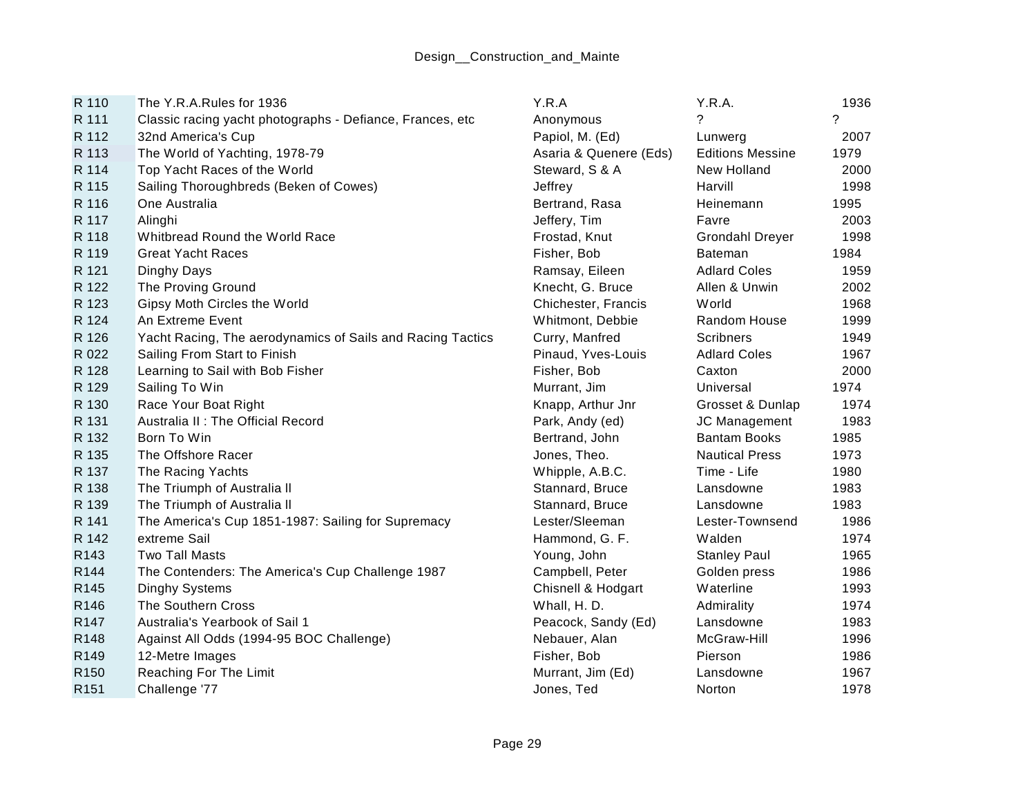| R 110 | The Y.R.A.Rules for 1936 | Y.R.A | Y.R.A. | 1936 |
|---|---|---|---|---|
| R 111 | Classic racing yacht photographs - Defiance, Frances, etc | Anonymous | ? | ? |
| R 112 | 32nd America's Cup | Papiol, M. (Ed) | Lunwerg | 2007 |
| R 113 | The World of Yachting, 1978-79 | Asaria & Quenere (Eds) | Editions Messine | 1979 |
| R 114 | Top Yacht Races of the World | Steward, S & A | New Holland | 2000 |
| R 115 | Sailing Thoroughbreds (Beken of Cowes) | Jeffrey | Harvill | 1998 |
| R 116 | One Australia | Bertrand, Rasa | Heinemann | 1995 |
| R 117 | Alinghi | Jeffery, Tim | Favre | 2003 |
| R 118 | Whitbread Round the World Race | Frostad, Knut | Grondahl Dreyer | 1998 |
| R 119 | Great Yacht Races | Fisher, Bob | Bateman | 1984 |
| R 121 | Dinghy Days | Ramsay, Eileen | Adlard Coles | 1959 |
| R 122 | The Proving Ground | Knecht, G. Bruce | Allen & Unwin | 2002 |
| R 123 | Gipsy Moth Circles the World | Chichester, Francis | World | 1968 |
| R 124 | An Extreme Event | Whitmont, Debbie | Random House | 1999 |
| R 126 | Yacht Racing, The aerodynamics of Sails and Racing Tactics | Curry, Manfred | Scribners | 1949 |
| R 022 | Sailing From Start to Finish | Pinaud, Yves-Louis | Adlard Coles | 1967 |
| R 128 | Learning to Sail with Bob Fisher | Fisher, Bob | Caxton | 2000 |
| R 129 | Sailing To Win | Murrant, Jim | Universal | 1974 |
| R 130 | Race Your Boat Right | Knapp, Arthur Jnr | Grosset & Dunlap | 1974 |
| R 131 | Australia II : The Official Record | Park, Andy (ed) | JC Management | 1983 |
| R 132 | Born To Win | Bertrand, John | Bantam Books | 1985 |
| R 135 | The Offshore Racer | Jones, Theo. | Nautical Press | 1973 |
| R 137 | The Racing Yachts | Whipple, A.B.C. | Time - Life | 1980 |
| R 138 | The Triumph of Australia ll | Stannard, Bruce | Lansdowne | 1983 |
| R 139 | The Triumph of Australia ll | Stannard, Bruce | Lansdowne | 1983 |
| R 141 | The America's Cup 1851-1987: Sailing for Supremacy | Lester/Sleeman | Lester-Townsend | 1986 |
| R 142 | extreme Sail | Hammond, G. F. | Walden | 1974 |
| R143 | Two Tall Masts | Young, John | Stanley Paul | 1965 |
| R144 | The Contenders: The America's Cup Challenge 1987 | Campbell, Peter | Golden press | 1986 |
| R145 | Dinghy Systems | Chisnell & Hodgart | Waterline | 1993 |
| R146 | The Southern Cross | Whall, H. D. | Admirality | 1974 |
| R147 | Australia's Yearbook of Sail 1 | Peacock, Sandy (Ed) | Lansdowne | 1983 |
| R148 | Against All Odds (1994-95 BOC Challenge) | Nebauer, Alan | McGraw-Hill | 1996 |
| R149 | 12-Metre Images | Fisher, Bob | Pierson | 1986 |
| R150 | Reaching For The Limit | Murrant, Jim (Ed) | Lansdowne | 1967 |
| R151 | Challenge '77 | Jones, Ted | Norton | 1978 |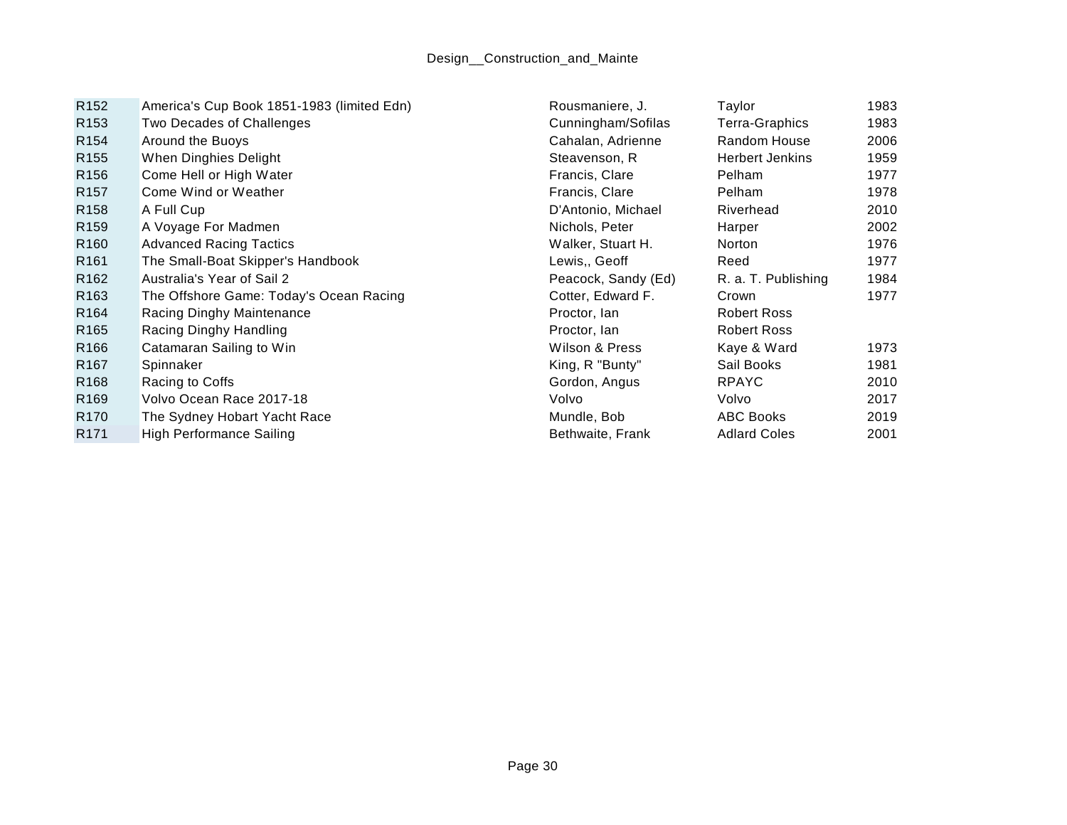| | | | | |
|---|---|---|---|---|
| R152 | America's Cup Book 1851-1983 (limited Edn) | Rousmaniere, J. | Taylor | 1983 |
| R153 | Two Decades of Challenges | Cunningham/Sofilas | Terra-Graphics | 1983 |
| R154 | Around the Buoys | Cahalan, Adrienne | Random House | 2006 |
| R155 | When Dinghies Delight | Steavenson, R | Herbert Jenkins | 1959 |
| R156 | Come Hell or High Water | Francis, Clare | Pelham | 1977 |
| R157 | Come Wind or Weather | Francis, Clare | Pelham | 1978 |
| R158 | A Full Cup | D'Antonio, Michael | Riverhead | 2010 |
| R159 | A Voyage For Madmen | Nichols, Peter | Harper | 2002 |
| R160 | Advanced Racing Tactics | Walker, Stuart H. | Norton | 1976 |
| R161 | The Small-Boat Skipper's Handbook | Lewis,, Geoff | Reed | 1977 |
| R162 | Australia's Year of Sail 2 | Peacock, Sandy (Ed) | R. a. T. Publishing | 1984 |
| R163 | The Offshore Game: Today's Ocean Racing | Cotter, Edward F. | Crown | 1977 |
| R164 | Racing Dinghy Maintenance | Proctor, Ian | Robert Ross | |
| R165 | Racing Dinghy Handling | Proctor, Ian | Robert Ross | |
| R166 | Catamaran Sailing to Win | Wilson & Press | Kaye & Ward | 1973 |
| R167 | Spinnaker | King, R "Bunty" | Sail Books | 1981 |
| R168 | Racing to Coffs | Gordon, Angus | RPAYC | 2010 |
| R169 | Volvo Ocean Race 2017-18 | Volvo | Volvo | 2017 |
| R170 | The Sydney Hobart Yacht Race | Mundle, Bob | ABC Books | 2019 |
| R171 | High Performance Sailing | Bethwaite, Frank | Adlard Coles | 2001 |